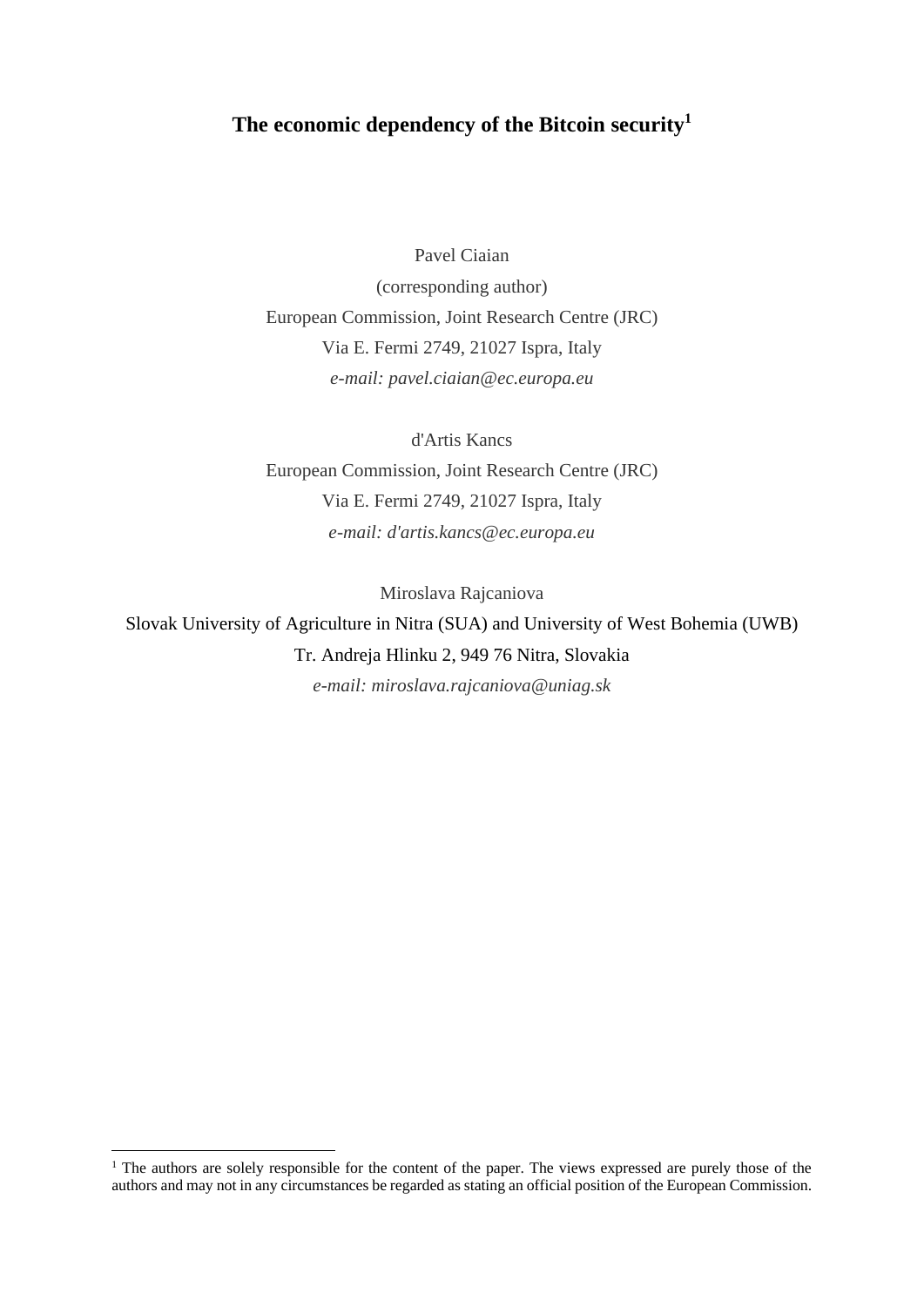# The economic dependency of the Bitcoin security[1]

Pavel Ciaian

(corresponding author)

European Commission, Joint Research Centre (JRC)

Via E. Fermi 2749, 21027 Ispra, Italy

*e-mail: pavel.ciaian@ec.europa.eu*

d'Artis Kancs

European Commission, Joint Research Centre (JRC)

Via E. Fermi 2749, 21027 Ispra, Italy

*e-mail: d'artis.kancs@ec.europa.eu*

Miroslava Rajcaniova

Slovak University of Agriculture in Nitra (SUA) and University of West Bohemia (UWB)

Tr. Andreja Hlinku 2, 949 76 Nitra, Slovakia

*e-mail: miroslava.rajcaniova@uniag.sk*

[1] The authors are solely responsible for the content of the paper. The views expressed are purely those of the authors and may not in any circumstances be regarded as stating an official position of the European Commission.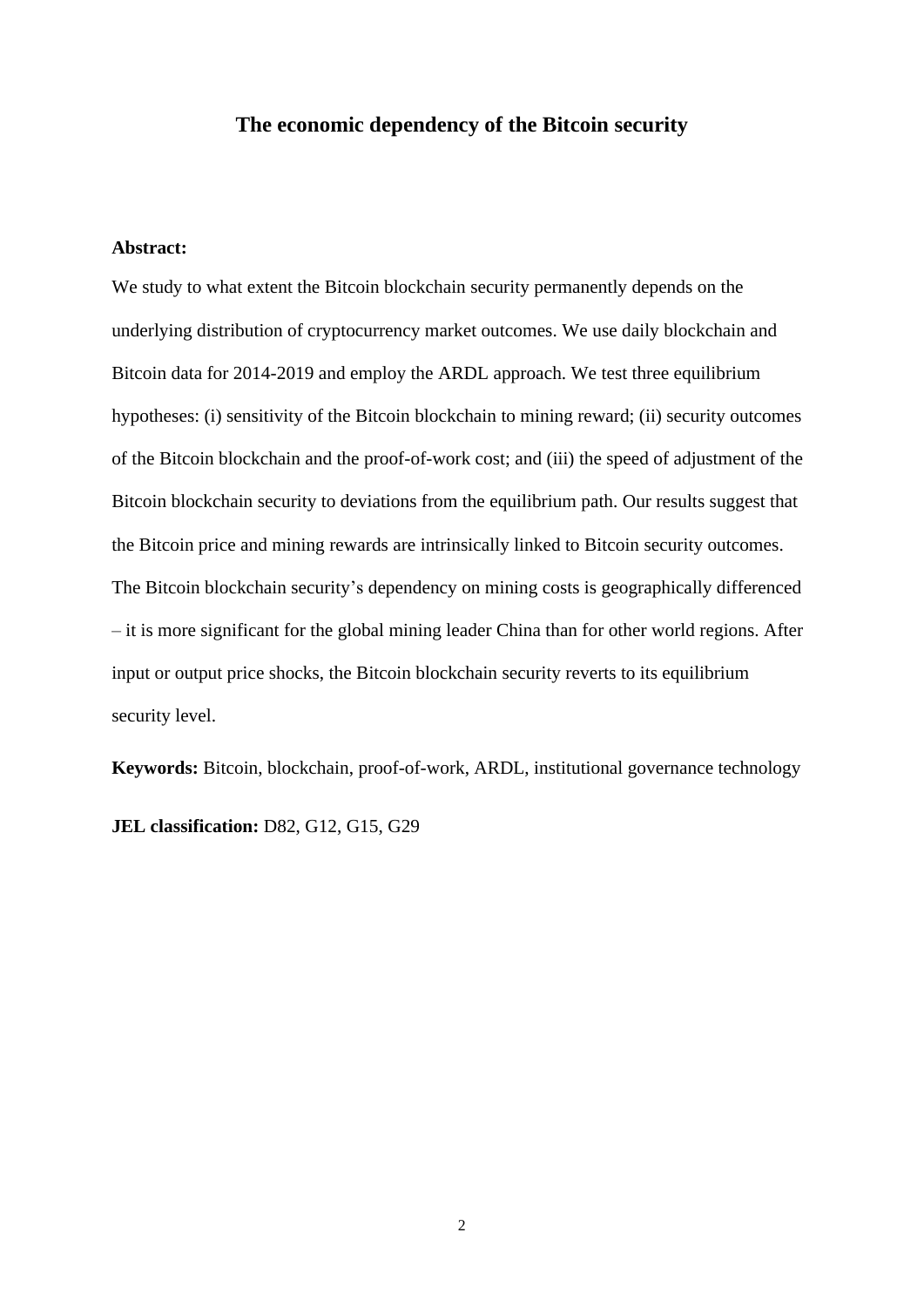# The economic dependency of the Bitcoin security

**Abstract:**

We study to what extent the Bitcoin blockchain security permanently depends on the underlying distribution of cryptocurrency market outcomes. We use daily blockchain and Bitcoin data for 2014-2019 and employ the ARDL approach. We test three equilibrium hypotheses: (i) sensitivity of the Bitcoin blockchain to mining reward; (ii) security outcomes of the Bitcoin blockchain and the proof-of-work cost; and (iii) the speed of adjustment of the Bitcoin blockchain security to deviations from the equilibrium path. Our results suggest that the Bitcoin price and mining rewards are intrinsically linked to Bitcoin security outcomes. The Bitcoin blockchain security's dependency on mining costs is geographically differenced – it is more significant for the global mining leader China than for other world regions. After input or output price shocks, the Bitcoin blockchain security reverts to its equilibrium security level.

**Keywords:** Bitcoin, blockchain, proof-of-work, ARDL, institutional governance technology

**JEL classification:** D82, G12, G15, G29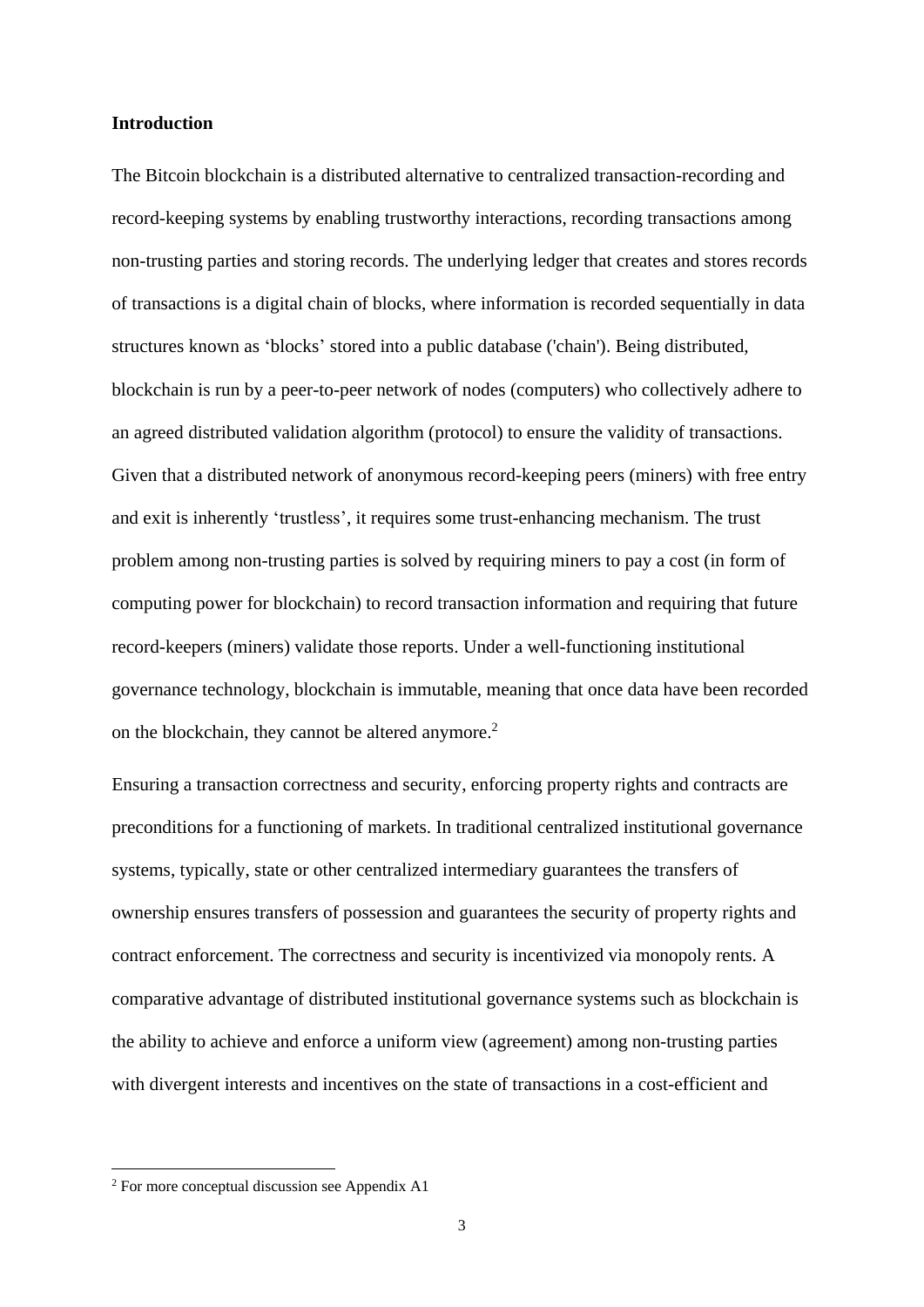## Introduction

The Bitcoin blockchain is a distributed alternative to centralized transaction-recording and record-keeping systems by enabling trustworthy interactions, recording transactions among non-trusting parties and storing records. The underlying ledger that creates and stores records of transactions is a digital chain of blocks, where information is recorded sequentially in data structures known as 'blocks' stored into a public database ('chain'). Being distributed, blockchain is run by a peer-to-peer network of nodes (computers) who collectively adhere to an agreed distributed validation algorithm (protocol) to ensure the validity of transactions. Given that a distributed network of anonymous record-keeping peers (miners) with free entry and exit is inherently 'trustless', it requires some trust-enhancing mechanism. The trust problem among non-trusting parties is solved by requiring miners to pay a cost (in form of computing power for blockchain) to record transaction information and requiring that future record-keepers (miners) validate those reports. Under a well-functioning institutional governance technology, blockchain is immutable, meaning that once data have been recorded on the blockchain, they cannot be altered anymore.[2]

Ensuring a transaction correctness and security, enforcing property rights and contracts are preconditions for a functioning of markets. In traditional centralized institutional governance systems, typically, state or other centralized intermediary guarantees the transfers of ownership ensures transfers of possession and guarantees the security of property rights and contract enforcement. The correctness and security is incentivized via monopoly rents. A comparative advantage of distributed institutional governance systems such as blockchain is the ability to achieve and enforce a uniform view (agreement) among non-trusting parties with divergent interests and incentives on the state of transactions in a cost-efficient and

[2] For more conceptual discussion see Appendix A1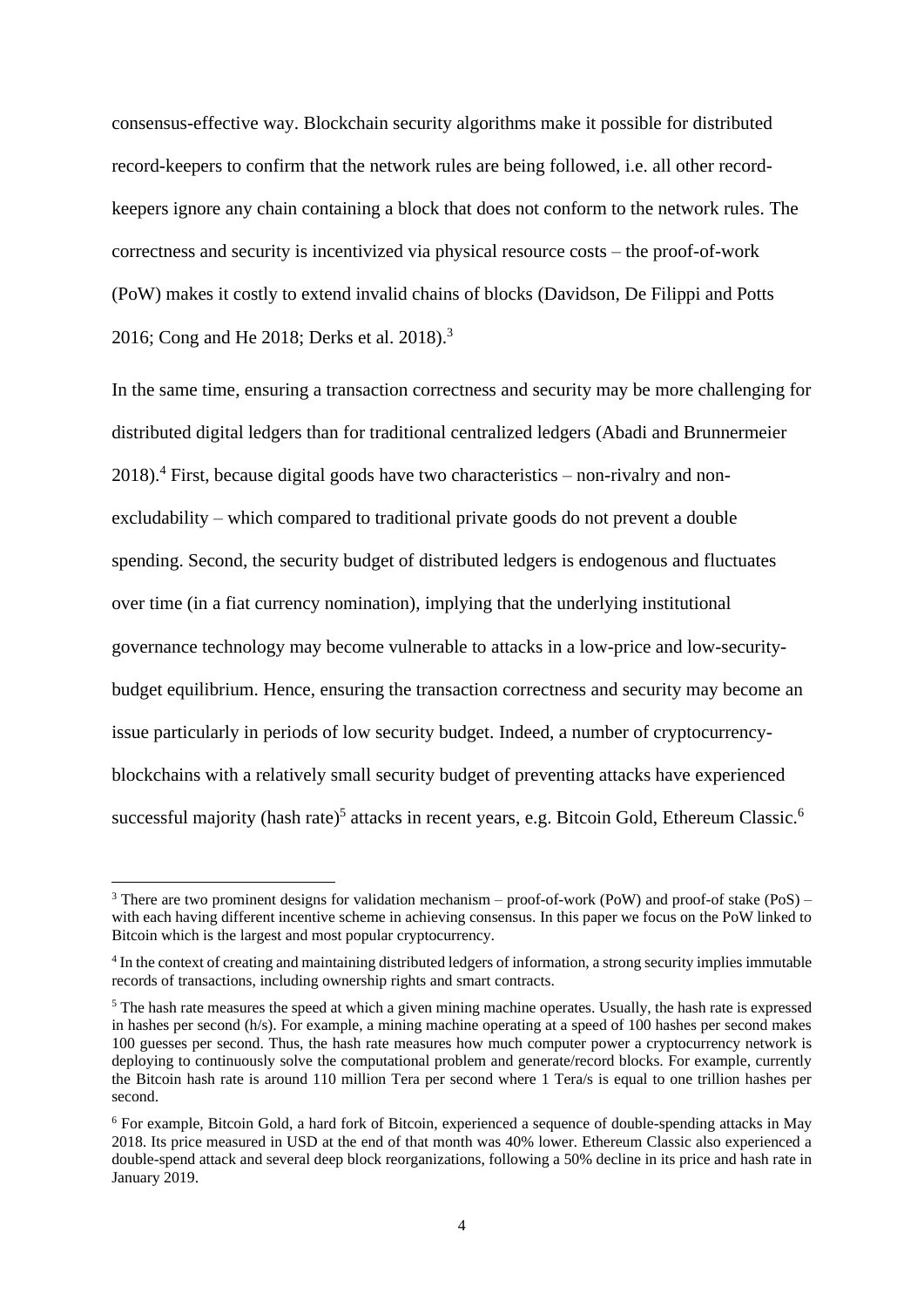consensus-effective way. Blockchain security algorithms make it possible for distributed record-keepers to confirm that the network rules are being followed, i.e. all other record-keepers ignore any chain containing a block that does not conform to the network rules. The correctness and security is incentivized via physical resource costs – the proof-of-work (PoW) makes it costly to extend invalid chains of blocks (Davidson, De Filippi and Potts 2016; Cong and He 2018; Derks et al. 2018).[3]

In the same time, ensuring a transaction correctness and security may be more challenging for distributed digital ledgers than for traditional centralized ledgers (Abadi and Brunnermeier 2018).[4] First, because digital goods have two characteristics – non-rivalry and non-excludability – which compared to traditional private goods do not prevent a double spending. Second, the security budget of distributed ledgers is endogenous and fluctuates over time (in a fiat currency nomination), implying that the underlying institutional governance technology may become vulnerable to attacks in a low-price and low-security-budget equilibrium. Hence, ensuring the transaction correctness and security may become an issue particularly in periods of low security budget. Indeed, a number of cryptocurrency-blockchains with a relatively small security budget of preventing attacks have experienced successful majority (hash rate)[5] attacks in recent years, e.g. Bitcoin Gold, Ethereum Classic.[6]

---

[3] There are two prominent designs for validation mechanism – proof-of-work (PoW) and proof-of stake (PoS) – with each having different incentive scheme in achieving consensus. In this paper we focus on the PoW linked to Bitcoin which is the largest and most popular cryptocurrency.

[4] In the context of creating and maintaining distributed ledgers of information, a strong security implies immutable records of transactions, including ownership rights and smart contracts.

[5] The hash rate measures the speed at which a given mining machine operates. Usually, the hash rate is expressed in hashes per second (h/s). For example, a mining machine operating at a speed of 100 hashes per second makes 100 guesses per second. Thus, the hash rate measures how much computer power a cryptocurrency network is deploying to continuously solve the computational problem and generate/record blocks. For example, currently the Bitcoin hash rate is around 110 million Tera per second where 1 Tera/s is equal to one trillion hashes per second.

[6] For example, Bitcoin Gold, a hard fork of Bitcoin, experienced a sequence of double-spending attacks in May 2018. Its price measured in USD at the end of that month was 40% lower. Ethereum Classic also experienced a double-spend attack and several deep block reorganizations, following a 50% decline in its price and hash rate in January 2019.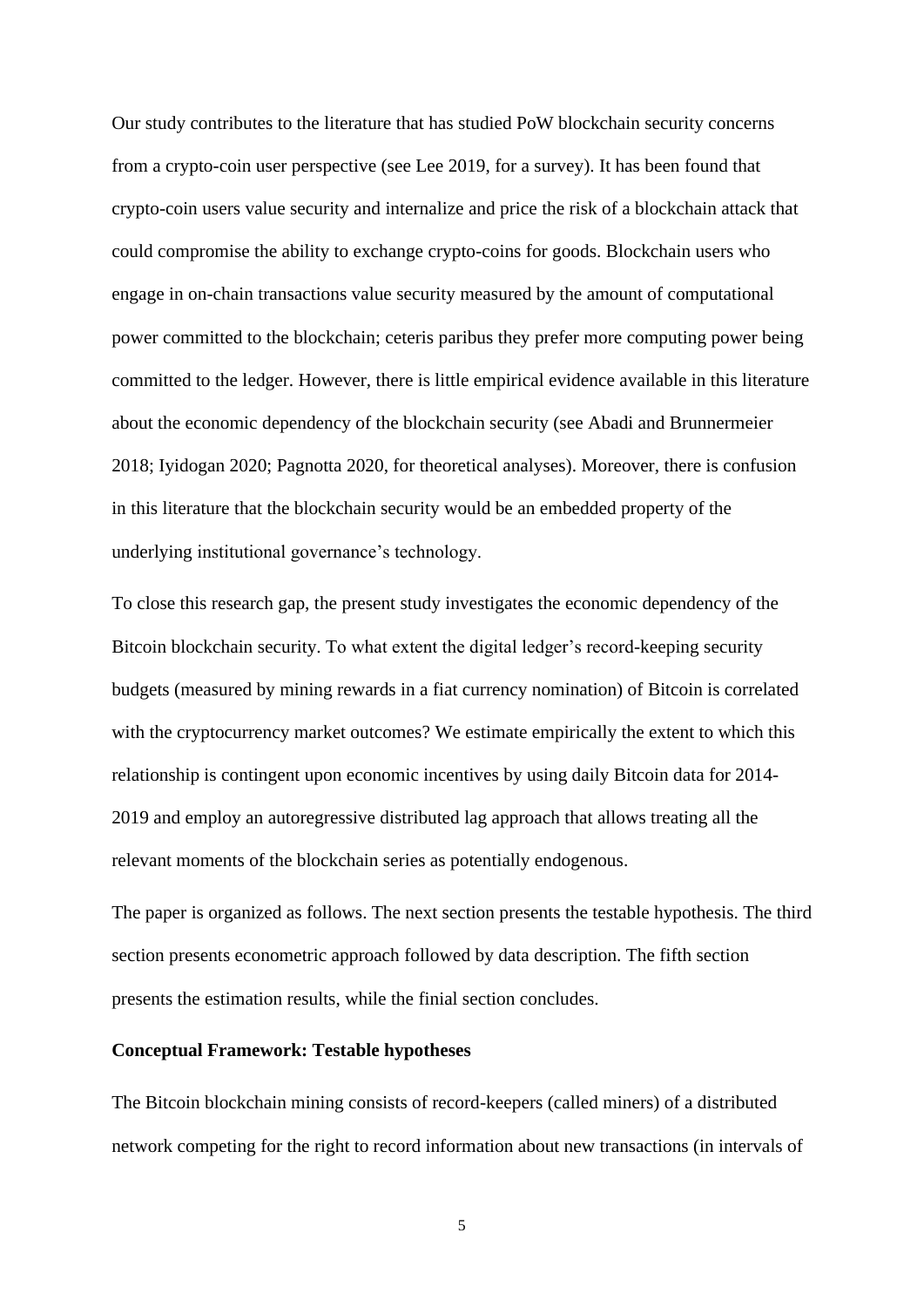Our study contributes to the literature that has studied PoW blockchain security concerns from a crypto-coin user perspective (see Lee 2019, for a survey). It has been found that crypto-coin users value security and internalize and price the risk of a blockchain attack that could compromise the ability to exchange crypto-coins for goods. Blockchain users who engage in on-chain transactions value security measured by the amount of computational power committed to the blockchain; ceteris paribus they prefer more computing power being committed to the ledger. However, there is little empirical evidence available in this literature about the economic dependency of the blockchain security (see Abadi and Brunnermeier 2018; Iyidogan 2020; Pagnotta 2020, for theoretical analyses). Moreover, there is confusion in this literature that the blockchain security would be an embedded property of the underlying institutional governance's technology.

To close this research gap, the present study investigates the economic dependency of the Bitcoin blockchain security. To what extent the digital ledger's record-keeping security budgets (measured by mining rewards in a fiat currency nomination) of Bitcoin is correlated with the cryptocurrency market outcomes? We estimate empirically the extent to which this relationship is contingent upon economic incentives by using daily Bitcoin data for 2014-2019 and employ an autoregressive distributed lag approach that allows treating all the relevant moments of the blockchain series as potentially endogenous.

The paper is organized as follows. The next section presents the testable hypothesis. The third section presents econometric approach followed by data description. The fifth section presents the estimation results, while the finial section concludes.

## Conceptual Framework: Testable hypotheses

The Bitcoin blockchain mining consists of record-keepers (called miners) of a distributed network competing for the right to record information about new transactions (in intervals of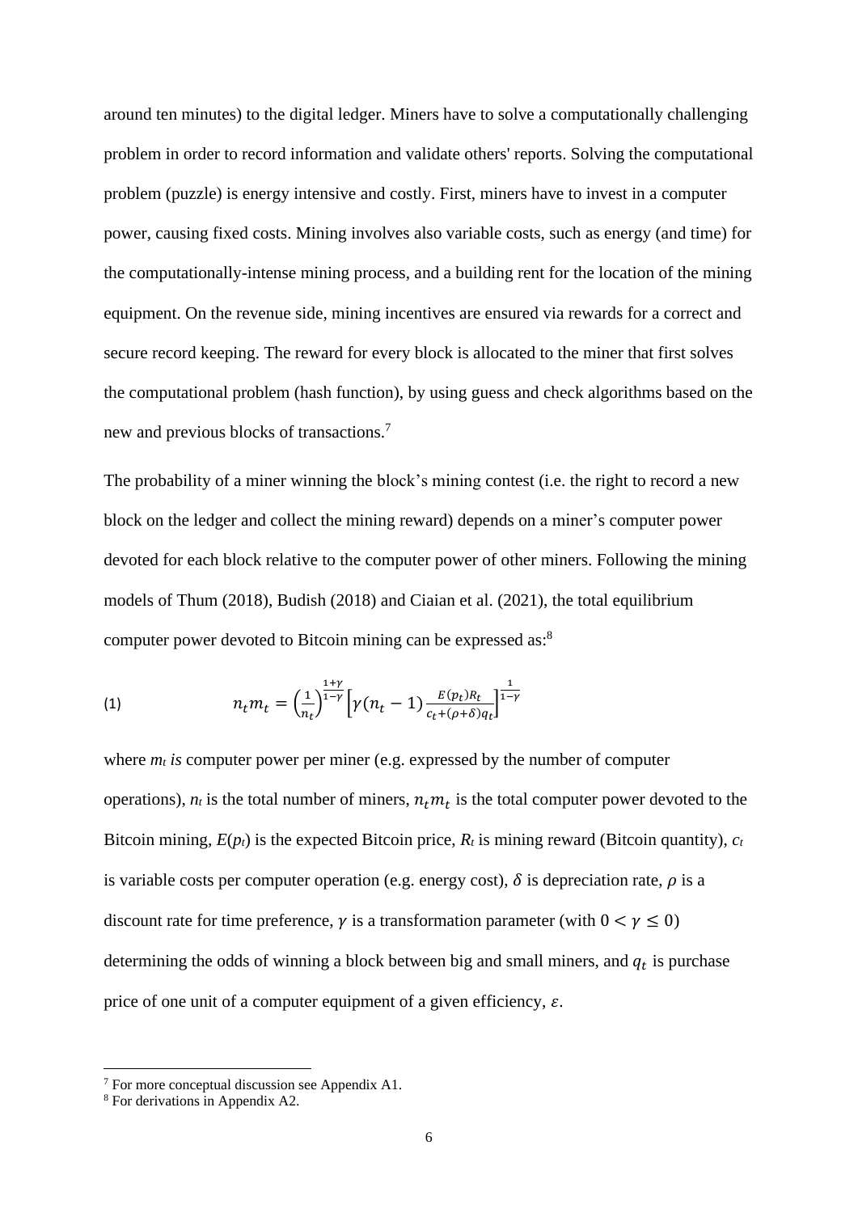around ten minutes) to the digital ledger. Miners have to solve a computationally challenging problem in order to record information and validate others' reports. Solving the computational problem (puzzle) is energy intensive and costly. First, miners have to invest in a computer power, causing fixed costs. Mining involves also variable costs, such as energy (and time) for the computationally-intense mining process, and a building rent for the location of the mining equipment. On the revenue side, mining incentives are ensured via rewards for a correct and secure record keeping. The reward for every block is allocated to the miner that first solves the computational problem (hash function), by using guess and check algorithms based on the new and previous blocks of transactions.[7]

The probability of a miner winning the block's mining contest (i.e. the right to record a new block on the ledger and collect the mining reward) depends on a miner's computer power devoted for each block relative to the computer power of other miners. Following the mining models of Thum (2018), Budish (2018) and Ciaian et al. (2021), the total equilibrium computer power devoted to Bitcoin mining can be expressed as:[8]

$$(1) \qquad n_t m_t = \left(\frac{1}{n_t}\right)^{\frac{1+\gamma}{1-\gamma}} \left[\gamma(n_t - 1)\frac{E(p_t)R_t}{c_t + (\rho+\delta)q_t}\right]^{\frac{1}{1-\gamma}}$$

where $m_t$ *is* computer power per miner (e.g. expressed by the number of computer operations), $n_t$ is the total number of miners, $n_t m_t$ is the total computer power devoted to the Bitcoin mining, $E(p_t)$ is the expected Bitcoin price, $R_t$ is mining reward (Bitcoin quantity), $c_t$ is variable costs per computer operation (e.g. energy cost), $\delta$ is depreciation rate, $\rho$ is a discount rate for time preference, $\gamma$ is a transformation parameter (with $0 < \gamma \leq 0$) determining the odds of winning a block between big and small miners, and $q_t$ is purchase price of one unit of a computer equipment of a given efficiency, $\varepsilon$.

[7] For more conceptual discussion see Appendix A1.

[8] For derivations in Appendix A2.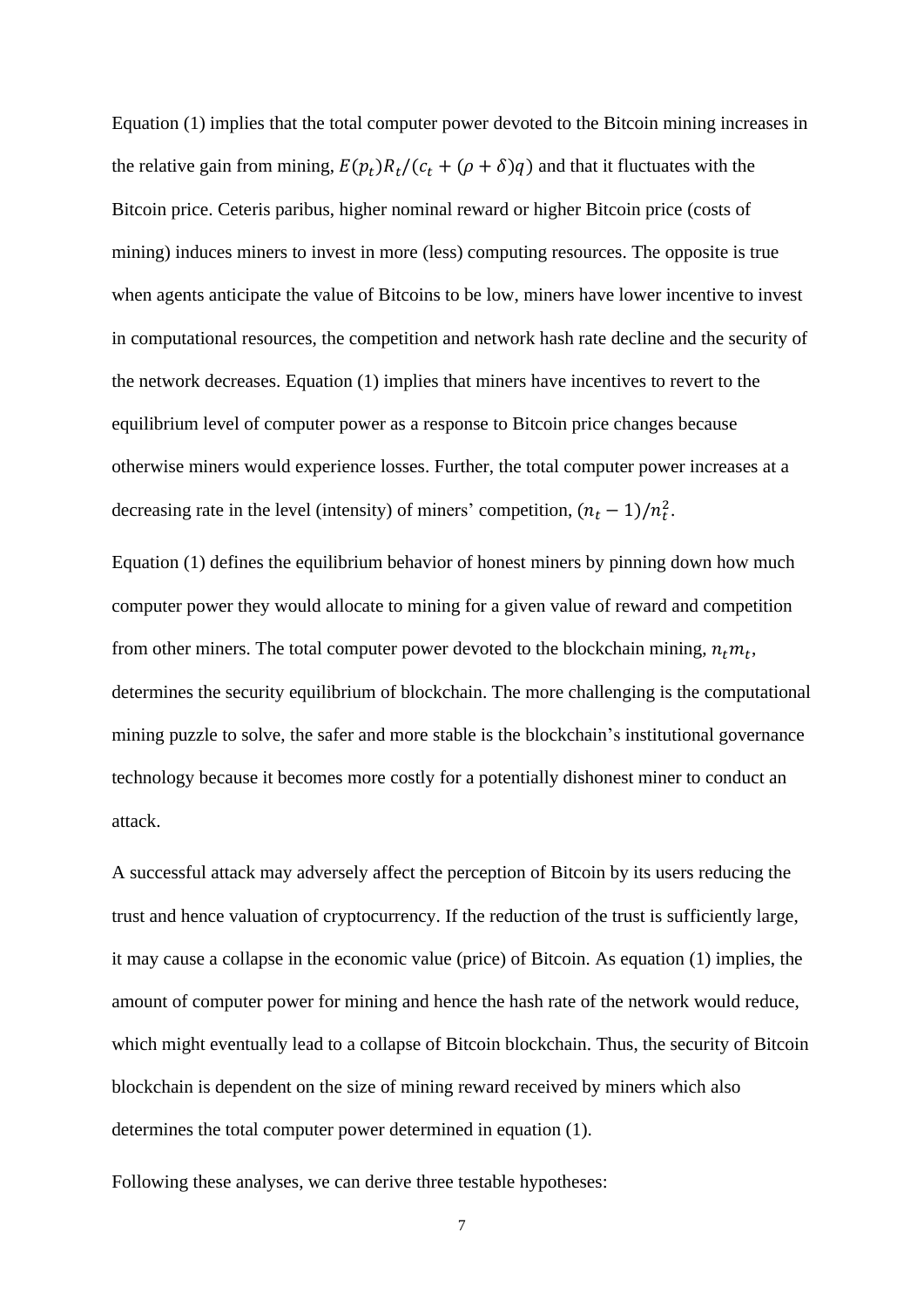Equation (1) implies that the total computer power devoted to the Bitcoin mining increases in the relative gain from mining, $E(p_t)R_t/(c_t + (\rho + \delta)q)$ and that it fluctuates with the Bitcoin price. Ceteris paribus, higher nominal reward or higher Bitcoin price (costs of mining) induces miners to invest in more (less) computing resources. The opposite is true when agents anticipate the value of Bitcoins to be low, miners have lower incentive to invest in computational resources, the competition and network hash rate decline and the security of the network decreases. Equation (1) implies that miners have incentives to revert to the equilibrium level of computer power as a response to Bitcoin price changes because otherwise miners would experience losses. Further, the total computer power increases at a decreasing rate in the level (intensity) of miners' competition, $(n_t - 1)/n_t^2$.

Equation (1) defines the equilibrium behavior of honest miners by pinning down how much computer power they would allocate to mining for a given value of reward and competition from other miners. The total computer power devoted to the blockchain mining, $n_t m_t$, determines the security equilibrium of blockchain. The more challenging is the computational mining puzzle to solve, the safer and more stable is the blockchain's institutional governance technology because it becomes more costly for a potentially dishonest miner to conduct an attack.

A successful attack may adversely affect the perception of Bitcoin by its users reducing the trust and hence valuation of cryptocurrency. If the reduction of the trust is sufficiently large, it may cause a collapse in the economic value (price) of Bitcoin. As equation (1) implies, the amount of computer power for mining and hence the hash rate of the network would reduce, which might eventually lead to a collapse of Bitcoin blockchain. Thus, the security of Bitcoin blockchain is dependent on the size of mining reward received by miners which also determines the total computer power determined in equation (1).

Following these analyses, we can derive three testable hypotheses: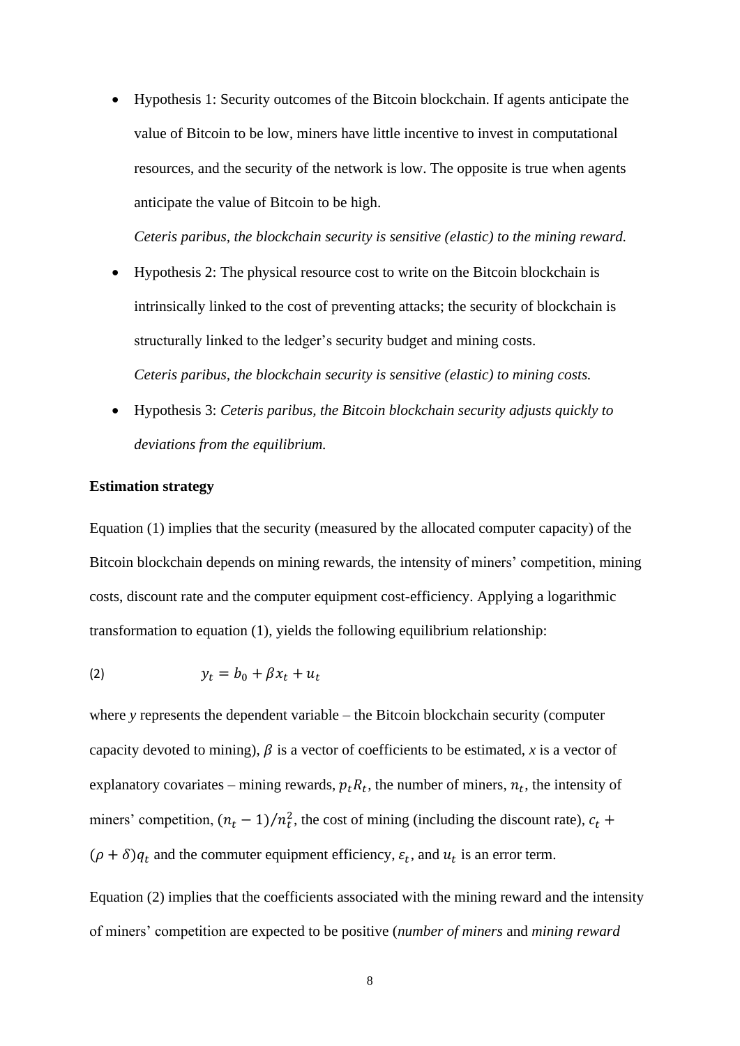- Hypothesis 1: Security outcomes of the Bitcoin blockchain. If agents anticipate the value of Bitcoin to be low, miners have little incentive to invest in computational resources, and the security of the network is low. The opposite is true when agents anticipate the value of Bitcoin to be high.

  *Ceteris paribus, the blockchain security is sensitive (elastic) to the mining reward.*

- Hypothesis 2: The physical resource cost to write on the Bitcoin blockchain is intrinsically linked to the cost of preventing attacks; the security of blockchain is structurally linked to the ledger's security budget and mining costs.

  *Ceteris paribus, the blockchain security is sensitive (elastic) to mining costs.*

- Hypothesis 3: *Ceteris paribus, the Bitcoin blockchain security adjusts quickly to deviations from the equilibrium.*

**Estimation strategy**

Equation (1) implies that the security (measured by the allocated computer capacity) of the Bitcoin blockchain depends on mining rewards, the intensity of miners' competition, mining costs, discount rate and the computer equipment cost-efficiency. Applying a logarithmic transformation to equation (1), yields the following equilibrium relationship:

$$y_t = b_0 + \beta x_t + u_t \quad (2)$$

where *y* represents the dependent variable – the Bitcoin blockchain security (computer capacity devoted to mining), $\beta$ is a vector of coefficients to be estimated, *x* is a vector of explanatory covariates – mining rewards, $p_t R_t$, the number of miners, $n_t$, the intensity of miners' competition, $(n_t - 1)/n_t^2$, the cost of mining (including the discount rate), $c_t + (\rho + \delta) q_t$ and the commuter equipment efficiency, $\varepsilon_t$, and $u_t$ is an error term.

Equation (2) implies that the coefficients associated with the mining reward and the intensity of miners' competition are expected to be positive (*number of miners* and *mining reward*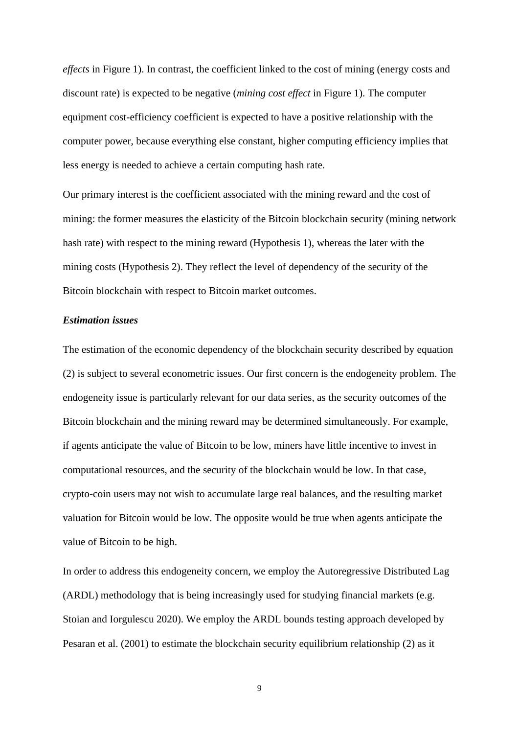*effects* in Figure 1). In contrast, the coefficient linked to the cost of mining (energy costs and discount rate) is expected to be negative (*mining cost effect* in Figure 1). The computer equipment cost-efficiency coefficient is expected to have a positive relationship with the computer power, because everything else constant, higher computing efficiency implies that less energy is needed to achieve a certain computing hash rate.

Our primary interest is the coefficient associated with the mining reward and the cost of mining: the former measures the elasticity of the Bitcoin blockchain security (mining network hash rate) with respect to the mining reward (Hypothesis 1), whereas the later with the mining costs (Hypothesis 2). They reflect the level of dependency of the security of the Bitcoin blockchain with respect to Bitcoin market outcomes.

***Estimation issues***

The estimation of the economic dependency of the blockchain security described by equation (2) is subject to several econometric issues. Our first concern is the endogeneity problem. The endogeneity issue is particularly relevant for our data series, as the security outcomes of the Bitcoin blockchain and the mining reward may be determined simultaneously. For example, if agents anticipate the value of Bitcoin to be low, miners have little incentive to invest in computational resources, and the security of the blockchain would be low. In that case, crypto-coin users may not wish to accumulate large real balances, and the resulting market valuation for Bitcoin would be low. The opposite would be true when agents anticipate the value of Bitcoin to be high.

In order to address this endogeneity concern, we employ the Autoregressive Distributed Lag (ARDL) methodology that is being increasingly used for studying financial markets (e.g. Stoian and Iorgulescu 2020). We employ the ARDL bounds testing approach developed by Pesaran et al. (2001) to estimate the blockchain security equilibrium relationship (2) as it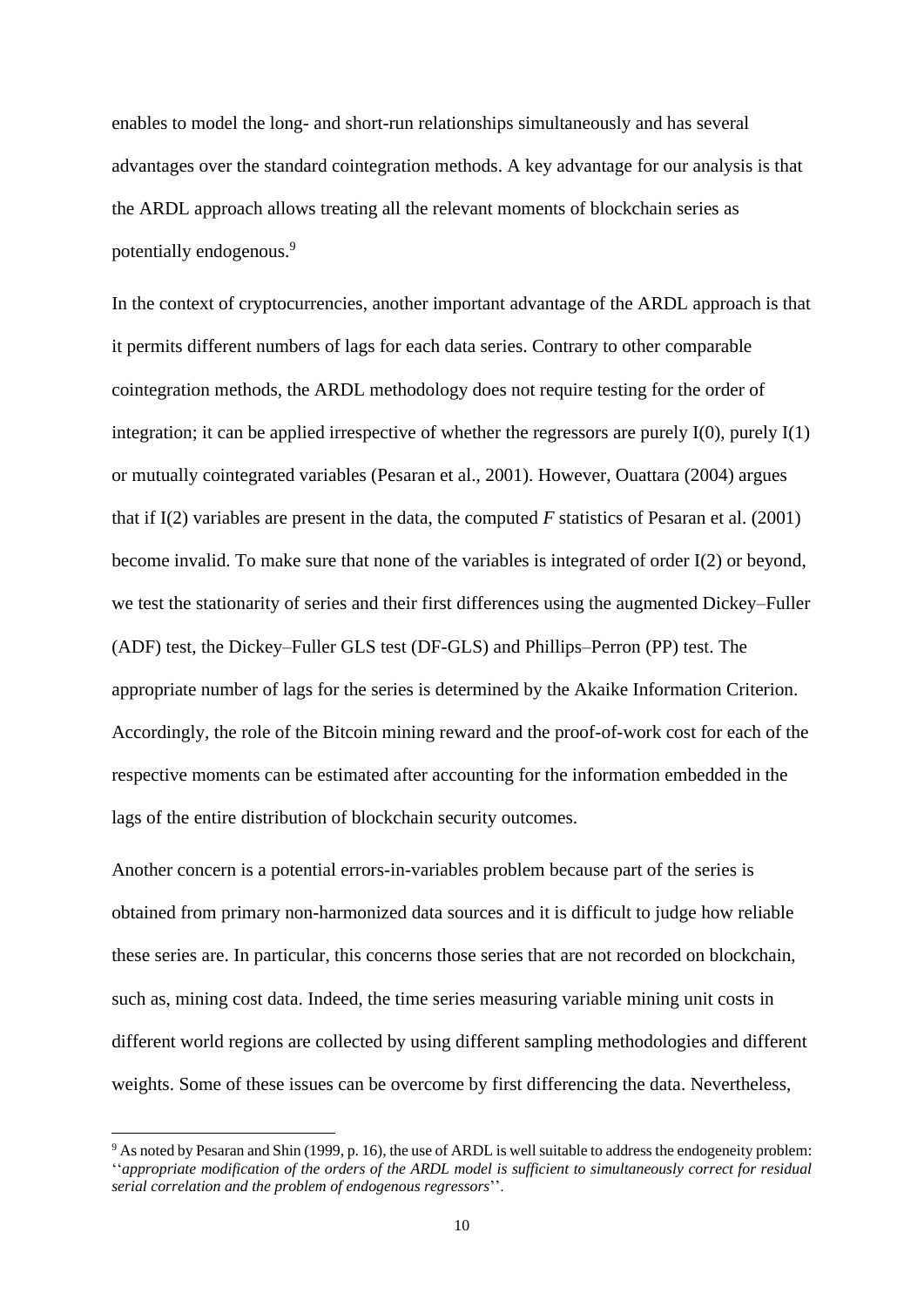enables to model the long- and short-run relationships simultaneously and has several advantages over the standard cointegration methods. A key advantage for our analysis is that the ARDL approach allows treating all the relevant moments of blockchain series as potentially endogenous.[9]

In the context of cryptocurrencies, another important advantage of the ARDL approach is that it permits different numbers of lags for each data series. Contrary to other comparable cointegration methods, the ARDL methodology does not require testing for the order of integration; it can be applied irrespective of whether the regressors are purely I(0), purely I(1) or mutually cointegrated variables (Pesaran et al., 2001). However, Ouattara (2004) argues that if I(2) variables are present in the data, the computed *F* statistics of Pesaran et al. (2001) become invalid. To make sure that none of the variables is integrated of order I(2) or beyond, we test the stationarity of series and their first differences using the augmented Dickey–Fuller (ADF) test, the Dickey–Fuller GLS test (DF-GLS) and Phillips–Perron (PP) test. The appropriate number of lags for the series is determined by the Akaike Information Criterion. Accordingly, the role of the Bitcoin mining reward and the proof-of-work cost for each of the respective moments can be estimated after accounting for the information embedded in the lags of the entire distribution of blockchain security outcomes.

Another concern is a potential errors-in-variables problem because part of the series is obtained from primary non-harmonized data sources and it is difficult to judge how reliable these series are. In particular, this concerns those series that are not recorded on blockchain, such as, mining cost data. Indeed, the time series measuring variable mining unit costs in different world regions are collected by using different sampling methodologies and different weights. Some of these issues can be overcome by first differencing the data. Nevertheless,

---

[9] As noted by Pesaran and Shin (1999, p. 16), the use of ARDL is well suitable to address the endogeneity problem: ''*appropriate modification of the orders of the ARDL model is sufficient to simultaneously correct for residual serial correlation and the problem of endogenous regressors*''.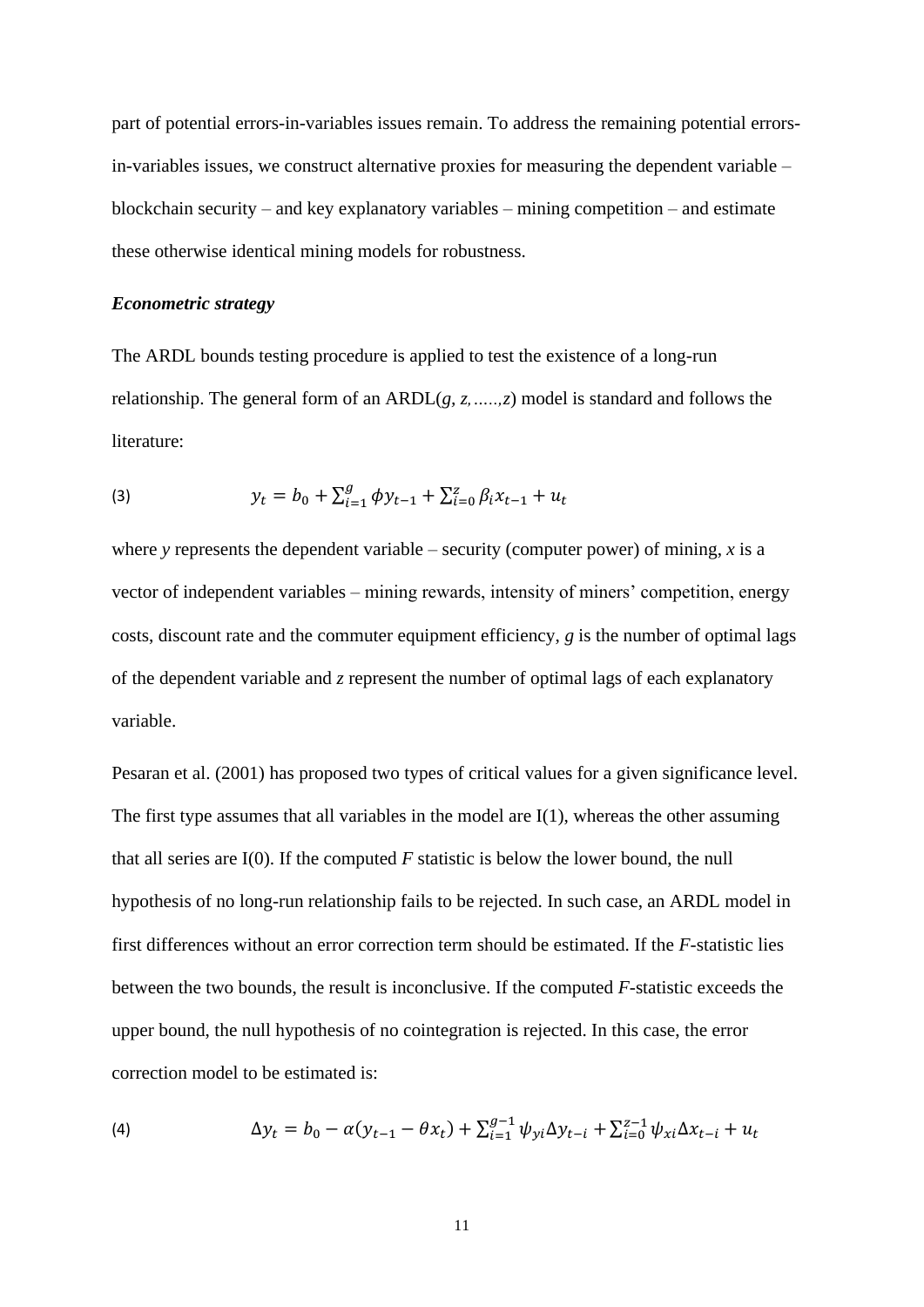part of potential errors-in-variables issues remain. To address the remaining potential errors-in-variables issues, we construct alternative proxies for measuring the dependent variable – blockchain security – and key explanatory variables – mining competition – and estimate these otherwise identical mining models for robustness.

***Econometric strategy***

The ARDL bounds testing procedure is applied to test the existence of a long-run relationship. The general form of an ARDL($g$, $z$,.....,$z$) model is standard and follows the literature:

$$y_t = b_0 + \sum_{i=1}^{g} \phi y_{t-1} + \sum_{i=0}^{z} \beta_i x_{t-1} + u_t \tag{3}$$

where $y$ represents the dependent variable – security (computer power) of mining, $x$ is a vector of independent variables – mining rewards, intensity of miners' competition, energy costs, discount rate and the commuter equipment efficiency, $g$ is the number of optimal lags of the dependent variable and $z$ represent the number of optimal lags of each explanatory variable.

Pesaran et al. (2001) has proposed two types of critical values for a given significance level. The first type assumes that all variables in the model are I(1), whereas the other assuming that all series are I(0). If the computed $F$ statistic is below the lower bound, the null hypothesis of no long-run relationship fails to be rejected. In such case, an ARDL model in first differences without an error correction term should be estimated. If the $F$-statistic lies between the two bounds, the result is inconclusive. If the computed $F$-statistic exceeds the upper bound, the null hypothesis of no cointegration is rejected. In this case, the error correction model to be estimated is:

$$\Delta y_t = b_0 - \alpha(y_{t-1} - \theta x_t) + \sum_{i=1}^{g-1} \psi_{yi} \Delta y_{t-i} + \sum_{i=0}^{z-1} \psi_{xi} \Delta x_{t-i} + u_t \tag{4}$$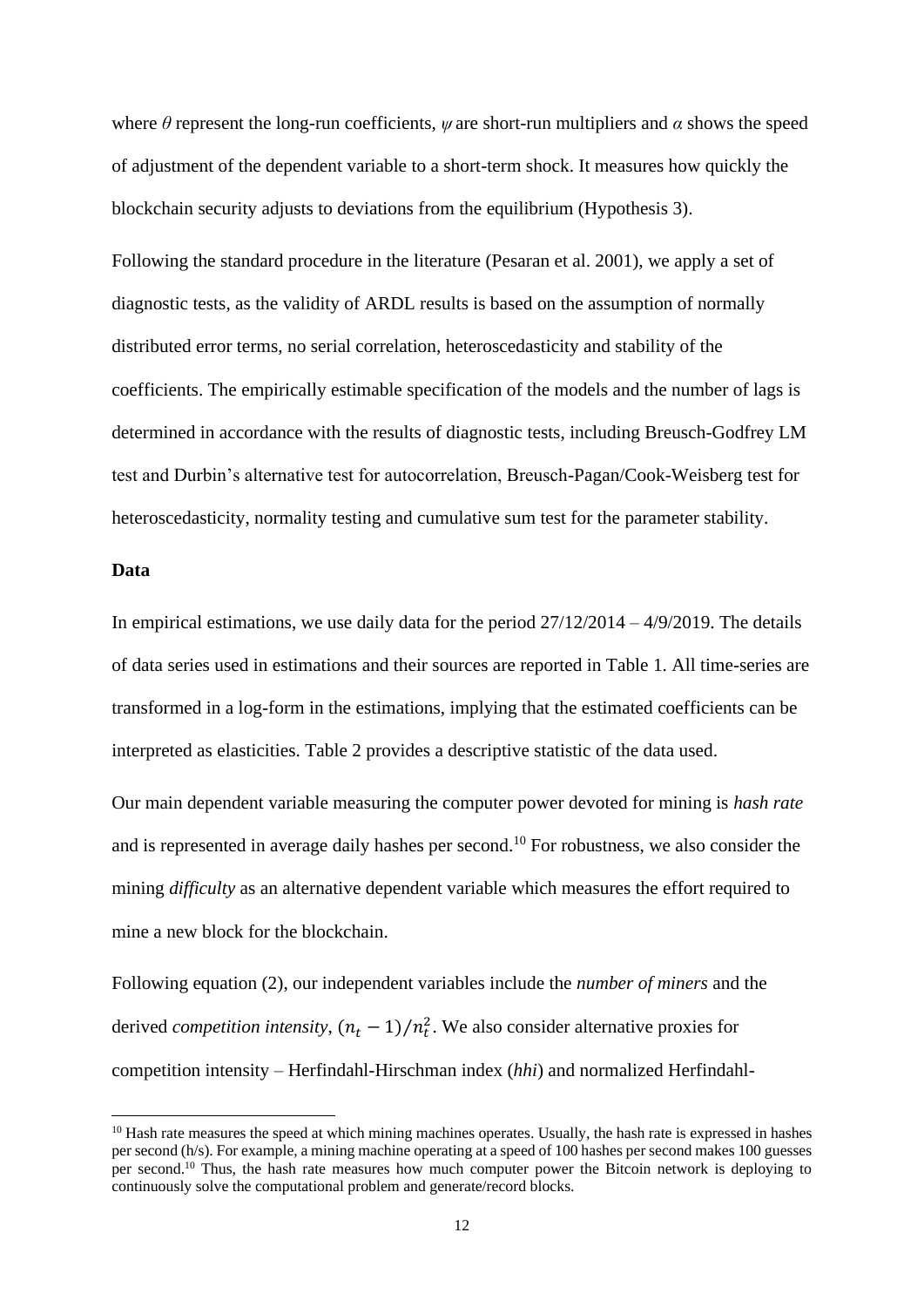where $\theta$ represent the long-run coefficients, $\psi$ are short-run multipliers and $\alpha$ shows the speed of adjustment of the dependent variable to a short-term shock. It measures how quickly the blockchain security adjusts to deviations from the equilibrium (Hypothesis 3).

Following the standard procedure in the literature (Pesaran et al. 2001), we apply a set of diagnostic tests, as the validity of ARDL results is based on the assumption of normally distributed error terms, no serial correlation, heteroscedasticity and stability of the coefficients. The empirically estimable specification of the models and the number of lags is determined in accordance with the results of diagnostic tests, including Breusch-Godfrey LM test and Durbin's alternative test for autocorrelation, Breusch-Pagan/Cook-Weisberg test for heteroscedasticity, normality testing and cumulative sum test for the parameter stability.

**Data**

In empirical estimations, we use daily data for the period 27/12/2014 – 4/9/2019. The details of data series used in estimations and their sources are reported in Table 1. All time-series are transformed in a log-form in the estimations, implying that the estimated coefficients can be interpreted as elasticities. Table 2 provides a descriptive statistic of the data used.

Our main dependent variable measuring the computer power devoted for mining is *hash rate* and is represented in average daily hashes per second.[10] For robustness, we also consider the mining *difficulty* as an alternative dependent variable which measures the effort required to mine a new block for the blockchain.

Following equation (2), our independent variables include the *number of miners* and the derived *competition intensity*, $(n_t - 1)/n_t^2$. We also consider alternative proxies for competition intensity – Herfindahl-Hirschman index (*hhi*) and normalized Herfindahl-

[10] Hash rate measures the speed at which mining machines operates. Usually, the hash rate is expressed in hashes per second (h/s). For example, a mining machine operating at a speed of 100 hashes per second makes 100 guesses per second.[10] Thus, the hash rate measures how much computer power the Bitcoin network is deploying to continuously solve the computational problem and generate/record blocks.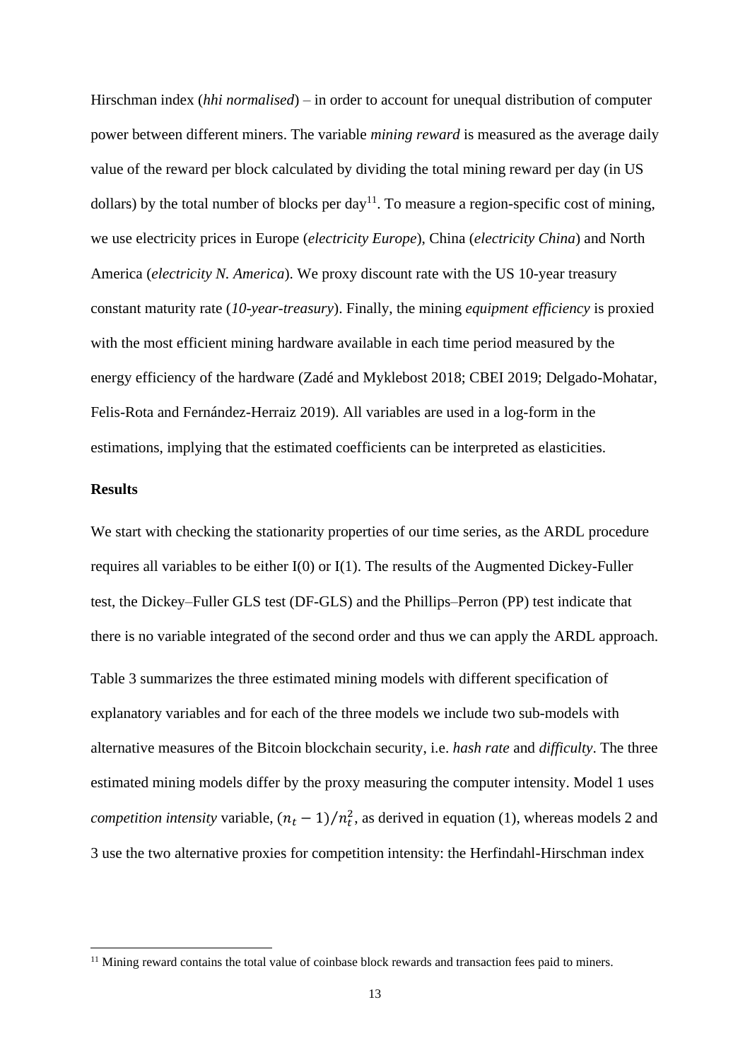Hirschman index (*hhi normalised*) – in order to account for unequal distribution of computer power between different miners. The variable *mining reward* is measured as the average daily value of the reward per block calculated by dividing the total mining reward per day (in US dollars) by the total number of blocks per day[11]. To measure a region-specific cost of mining, we use electricity prices in Europe (*electricity Europe*), China (*electricity China*) and North America (*electricity N. America*). We proxy discount rate with the US 10-year treasury constant maturity rate (*10-year-treasury*). Finally, the mining *equipment efficiency* is proxied with the most efficient mining hardware available in each time period measured by the energy efficiency of the hardware (Zadé and Myklebost 2018; CBEI 2019; Delgado-Mohatar, Felis-Rota and Fernández-Herraiz 2019). All variables are used in a log-form in the estimations, implying that the estimated coefficients can be interpreted as elasticities.

**Results**

We start with checking the stationarity properties of our time series, as the ARDL procedure requires all variables to be either I(0) or I(1). The results of the Augmented Dickey-Fuller test, the Dickey–Fuller GLS test (DF-GLS) and the Phillips–Perron (PP) test indicate that there is no variable integrated of the second order and thus we can apply the ARDL approach.

Table 3 summarizes the three estimated mining models with different specification of explanatory variables and for each of the three models we include two sub-models with alternative measures of the Bitcoin blockchain security, i.e. *hash rate* and *difficulty*. The three estimated mining models differ by the proxy measuring the computer intensity. Model 1 uses *competition intensity* variable, $(n_t - 1)/n_t^2$, as derived in equation (1), whereas models 2 and 3 use the two alternative proxies for competition intensity: the Herfindahl-Hirschman index

[11] Mining reward contains the total value of coinbase block rewards and transaction fees paid to miners.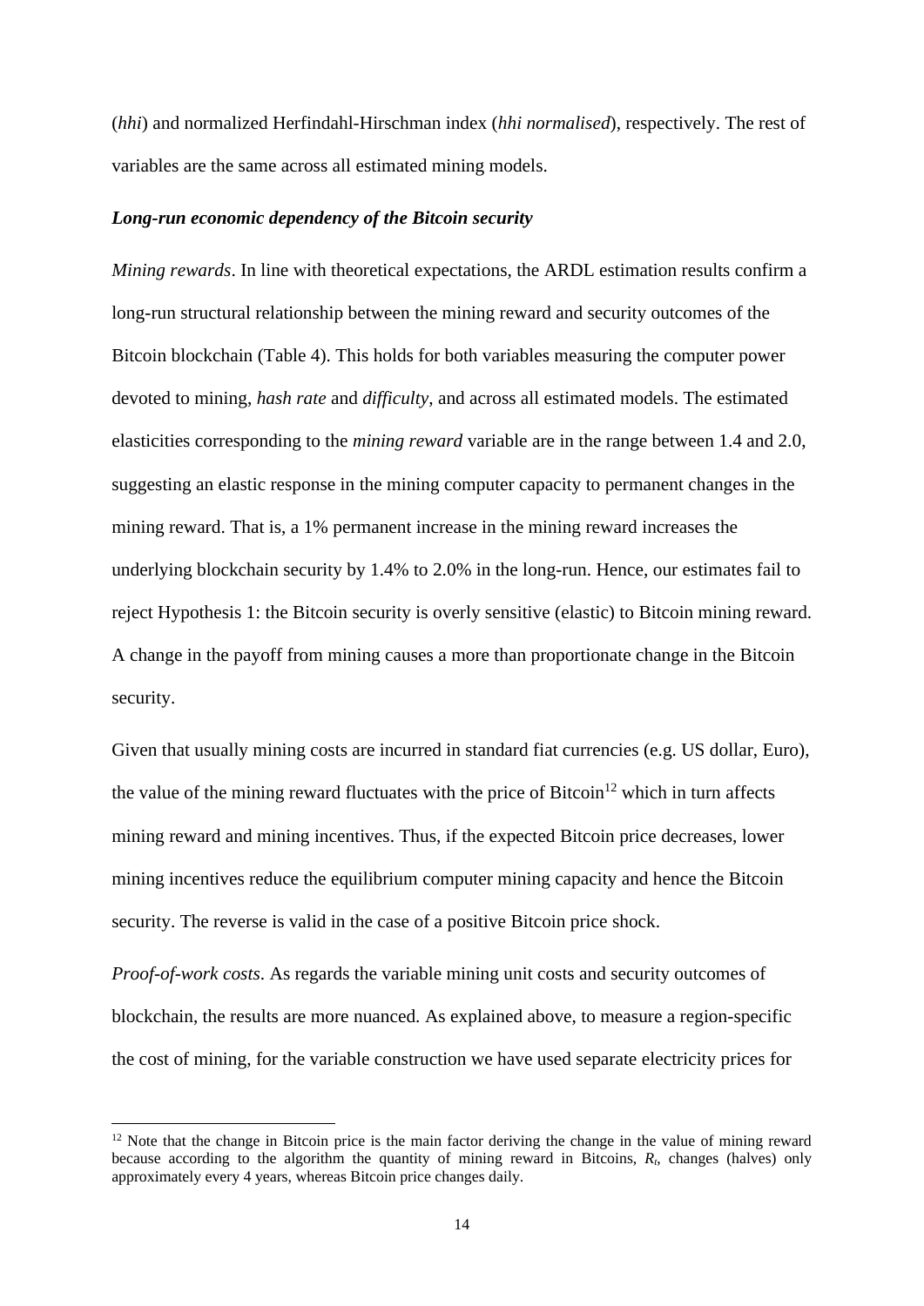(*hhi*) and normalized Herfindahl-Hirschman index (*hhi normalised*), respectively. The rest of variables are the same across all estimated mining models.

***Long-run economic dependency of the Bitcoin security***

*Mining rewards*. In line with theoretical expectations, the ARDL estimation results confirm a long-run structural relationship between the mining reward and security outcomes of the Bitcoin blockchain (Table 4). This holds for both variables measuring the computer power devoted to mining, *hash rate* and *difficulty*, and across all estimated models. The estimated elasticities corresponding to the *mining reward* variable are in the range between 1.4 and 2.0, suggesting an elastic response in the mining computer capacity to permanent changes in the mining reward. That is, a 1% permanent increase in the mining reward increases the underlying blockchain security by 1.4% to 2.0% in the long-run. Hence, our estimates fail to reject Hypothesis 1: the Bitcoin security is overly sensitive (elastic) to Bitcoin mining reward. A change in the payoff from mining causes a more than proportionate change in the Bitcoin security.

Given that usually mining costs are incurred in standard fiat currencies (e.g. US dollar, Euro), the value of the mining reward fluctuates with the price of Bitcoin[12] which in turn affects mining reward and mining incentives. Thus, if the expected Bitcoin price decreases, lower mining incentives reduce the equilibrium computer mining capacity and hence the Bitcoin security. The reverse is valid in the case of a positive Bitcoin price shock.

*Proof-of-work costs*. As regards the variable mining unit costs and security outcomes of blockchain, the results are more nuanced. As explained above, to measure a region-specific the cost of mining, for the variable construction we have used separate electricity prices for

[12] Note that the change in Bitcoin price is the main factor deriving the change in the value of mining reward because according to the algorithm the quantity of mining reward in Bitcoins, $R_t$, changes (halves) only approximately every 4 years, whereas Bitcoin price changes daily.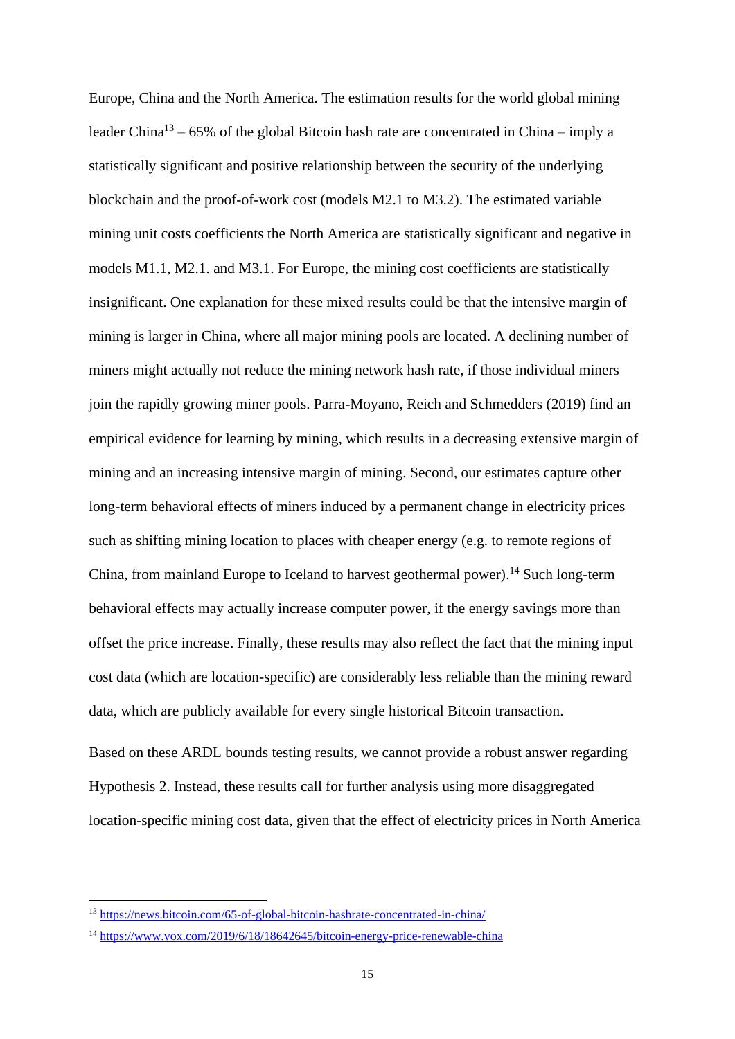Europe, China and the North America. The estimation results for the world global mining leader China[13] – 65% of the global Bitcoin hash rate are concentrated in China – imply a statistically significant and positive relationship between the security of the underlying blockchain and the proof-of-work cost (models M2.1 to M3.2). The estimated variable mining unit costs coefficients the North America are statistically significant and negative in models M1.1, M2.1. and M3.1. For Europe, the mining cost coefficients are statistically insignificant. One explanation for these mixed results could be that the intensive margin of mining is larger in China, where all major mining pools are located. A declining number of miners might actually not reduce the mining network hash rate, if those individual miners join the rapidly growing miner pools. Parra-Moyano, Reich and Schmedders (2019) find an empirical evidence for learning by mining, which results in a decreasing extensive margin of mining and an increasing intensive margin of mining. Second, our estimates capture other long-term behavioral effects of miners induced by a permanent change in electricity prices such as shifting mining location to places with cheaper energy (e.g. to remote regions of China, from mainland Europe to Iceland to harvest geothermal power).[14] Such long-term behavioral effects may actually increase computer power, if the energy savings more than offset the price increase. Finally, these results may also reflect the fact that the mining input cost data (which are location-specific) are considerably less reliable than the mining reward data, which are publicly available for every single historical Bitcoin transaction.

Based on these ARDL bounds testing results, we cannot provide a robust answer regarding Hypothesis 2. Instead, these results call for further analysis using more disaggregated location-specific mining cost data, given that the effect of electricity prices in North America

[13] https://news.bitcoin.com/65-of-global-bitcoin-hashrate-concentrated-in-china/

[14] https://www.vox.com/2019/6/18/18642645/bitcoin-energy-price-renewable-china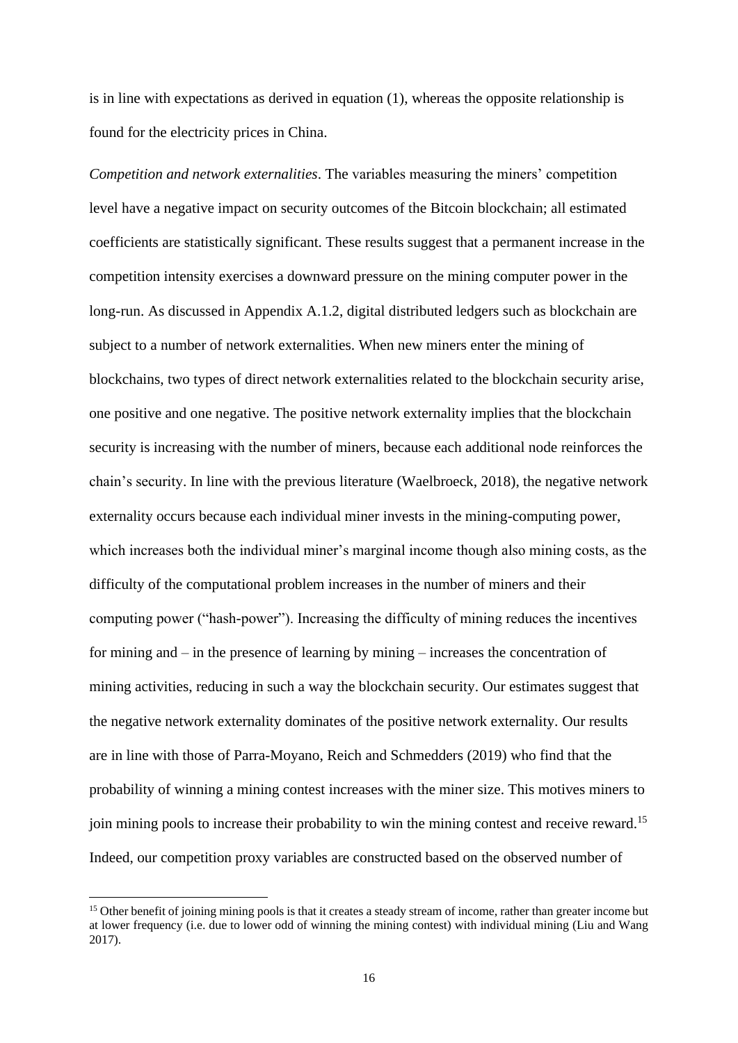is in line with expectations as derived in equation (1), whereas the opposite relationship is found for the electricity prices in China.

*Competition and network externalities*. The variables measuring the miners' competition level have a negative impact on security outcomes of the Bitcoin blockchain; all estimated coefficients are statistically significant. These results suggest that a permanent increase in the competition intensity exercises a downward pressure on the mining computer power in the long-run. As discussed in Appendix A.1.2, digital distributed ledgers such as blockchain are subject to a number of network externalities. When new miners enter the mining of blockchains, two types of direct network externalities related to the blockchain security arise, one positive and one negative. The positive network externality implies that the blockchain security is increasing with the number of miners, because each additional node reinforces the chain's security. In line with the previous literature (Waelbroeck, 2018), the negative network externality occurs because each individual miner invests in the mining-computing power, which increases both the individual miner's marginal income though also mining costs, as the difficulty of the computational problem increases in the number of miners and their computing power ("hash-power"). Increasing the difficulty of mining reduces the incentives for mining and – in the presence of learning by mining – increases the concentration of mining activities, reducing in such a way the blockchain security. Our estimates suggest that the negative network externality dominates of the positive network externality. Our results are in line with those of Parra-Moyano, Reich and Schmedders (2019) who find that the probability of winning a mining contest increases with the miner size. This motives miners to join mining pools to increase their probability to win the mining contest and receive reward.[15] Indeed, our competition proxy variables are constructed based on the observed number of

[15] Other benefit of joining mining pools is that it creates a steady stream of income, rather than greater income but at lower frequency (i.e. due to lower odd of winning the mining contest) with individual mining (Liu and Wang 2017).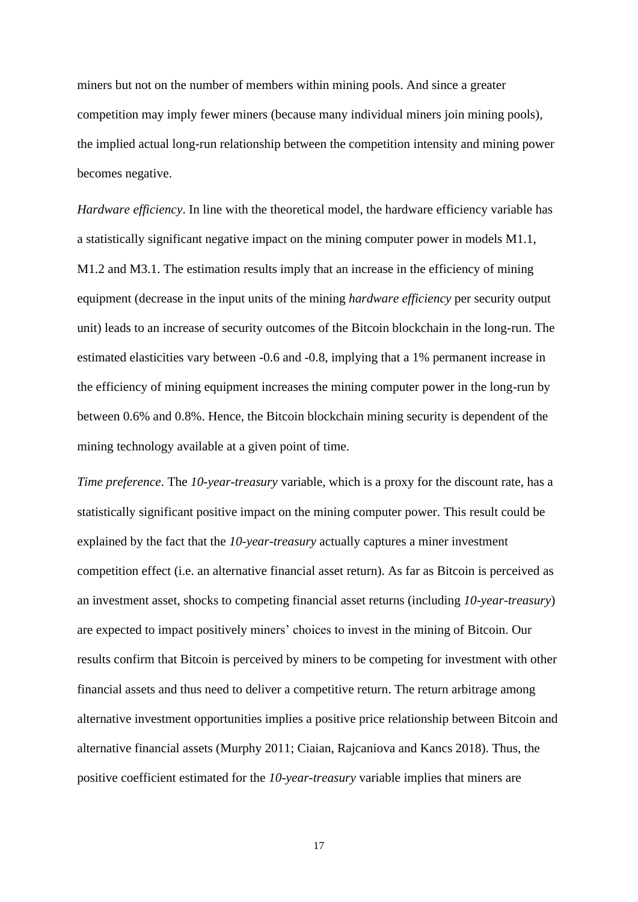miners but not on the number of members within mining pools. And since a greater competition may imply fewer miners (because many individual miners join mining pools), the implied actual long-run relationship between the competition intensity and mining power becomes negative.

*Hardware efficiency*. In line with the theoretical model, the hardware efficiency variable has a statistically significant negative impact on the mining computer power in models M1.1, M1.2 and M3.1. The estimation results imply that an increase in the efficiency of mining equipment (decrease in the input units of the mining *hardware efficiency* per security output unit) leads to an increase of security outcomes of the Bitcoin blockchain in the long-run. The estimated elasticities vary between -0.6 and -0.8, implying that a 1% permanent increase in the efficiency of mining equipment increases the mining computer power in the long-run by between 0.6% and 0.8%. Hence, the Bitcoin blockchain mining security is dependent of the mining technology available at a given point of time.

*Time preference*. The *10-year-treasury* variable, which is a proxy for the discount rate, has a statistically significant positive impact on the mining computer power. This result could be explained by the fact that the *10-year-treasury* actually captures a miner investment competition effect (i.e. an alternative financial asset return). As far as Bitcoin is perceived as an investment asset, shocks to competing financial asset returns (including *10-year-treasury*) are expected to impact positively miners' choices to invest in the mining of Bitcoin. Our results confirm that Bitcoin is perceived by miners to be competing for investment with other financial assets and thus need to deliver a competitive return. The return arbitrage among alternative investment opportunities implies a positive price relationship between Bitcoin and alternative financial assets (Murphy 2011; Ciaian, Rajcaniova and Kancs 2018). Thus, the positive coefficient estimated for the *10-year-treasury* variable implies that miners are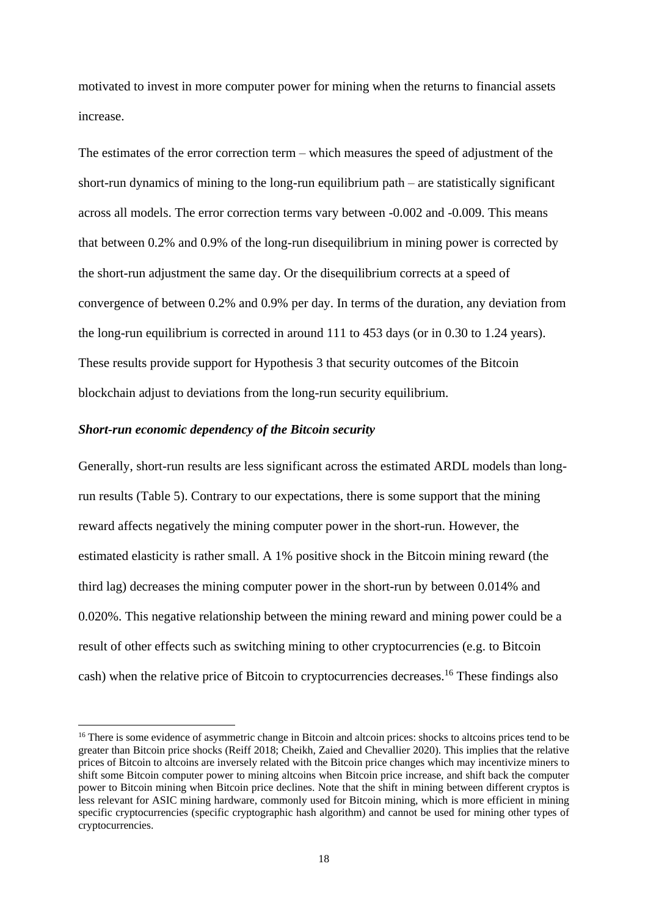motivated to invest in more computer power for mining when the returns to financial assets increase.

The estimates of the error correction term – which measures the speed of adjustment of the short-run dynamics of mining to the long-run equilibrium path – are statistically significant across all models. The error correction terms vary between -0.002 and -0.009. This means that between 0.2% and 0.9% of the long-run disequilibrium in mining power is corrected by the short-run adjustment the same day. Or the disequilibrium corrects at a speed of convergence of between 0.2% and 0.9% per day. In terms of the duration, any deviation from the long-run equilibrium is corrected in around 111 to 453 days (or in 0.30 to 1.24 years). These results provide support for Hypothesis 3 that security outcomes of the Bitcoin blockchain adjust to deviations from the long-run security equilibrium.

***Short-run economic dependency of the Bitcoin security***

Generally, short-run results are less significant across the estimated ARDL models than long-run results (Table 5). Contrary to our expectations, there is some support that the mining reward affects negatively the mining computer power in the short-run. However, the estimated elasticity is rather small. A 1% positive shock in the Bitcoin mining reward (the third lag) decreases the mining computer power in the short-run by between 0.014% and 0.020%. This negative relationship between the mining reward and mining power could be a result of other effects such as switching mining to other cryptocurrencies (e.g. to Bitcoin cash) when the relative price of Bitcoin to cryptocurrencies decreases.[16] These findings also

[16] There is some evidence of asymmetric change in Bitcoin and altcoin prices: shocks to altcoins prices tend to be greater than Bitcoin price shocks (Reiff 2018; Cheikh, Zaied and Chevallier 2020). This implies that the relative prices of Bitcoin to altcoins are inversely related with the Bitcoin price changes which may incentivize miners to shift some Bitcoin computer power to mining altcoins when Bitcoin price increase, and shift back the computer power to Bitcoin mining when Bitcoin price declines. Note that the shift in mining between different cryptos is less relevant for ASIC mining hardware, commonly used for Bitcoin mining, which is more efficient in mining specific cryptocurrencies (specific cryptographic hash algorithm) and cannot be used for mining other types of cryptocurrencies.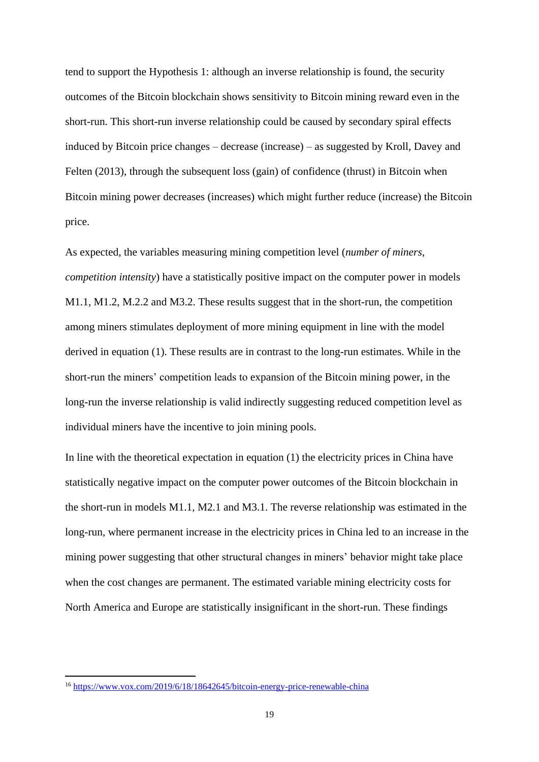tend to support the Hypothesis 1: although an inverse relationship is found, the security outcomes of the Bitcoin blockchain shows sensitivity to Bitcoin mining reward even in the short-run. This short-run inverse relationship could be caused by secondary spiral effects induced by Bitcoin price changes – decrease (increase) – as suggested by Kroll, Davey and Felten (2013), through the subsequent loss (gain) of confidence (thrust) in Bitcoin when Bitcoin mining power decreases (increases) which might further reduce (increase) the Bitcoin price.

As expected, the variables measuring mining competition level (*number of miners*, *competition intensity*) have a statistically positive impact on the computer power in models M1.1, M1.2, M.2.2 and M3.2. These results suggest that in the short-run, the competition among miners stimulates deployment of more mining equipment in line with the model derived in equation (1). These results are in contrast to the long-run estimates. While in the short-run the miners' competition leads to expansion of the Bitcoin mining power, in the long-run the inverse relationship is valid indirectly suggesting reduced competition level as individual miners have the incentive to join mining pools.

In line with the theoretical expectation in equation (1) the electricity prices in China have statistically negative impact on the computer power outcomes of the Bitcoin blockchain in the short-run in models M1.1, M2.1 and M3.1. The reverse relationship was estimated in the long-run, where permanent increase in the electricity prices in China led to an increase in the mining power suggesting that other structural changes in miners' behavior might take place when the cost changes are permanent. The estimated variable mining electricity costs for North America and Europe are statistically insignificant in the short-run. These findings

---

[16] https://www.vox.com/2019/6/18/18642645/bitcoin-energy-price-renewable-china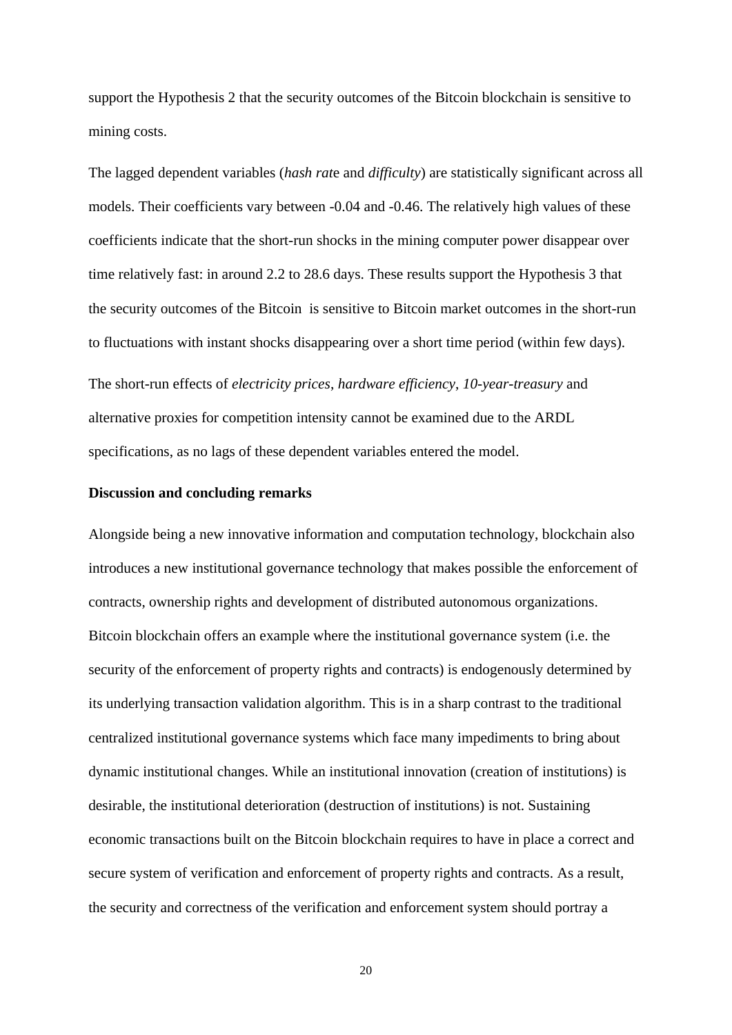support the Hypothesis 2 that the security outcomes of the Bitcoin blockchain is sensitive to mining costs.

The lagged dependent variables (*hash rat*e and *difficulty*) are statistically significant across all models. Their coefficients vary between -0.04 and -0.46. The relatively high values of these coefficients indicate that the short-run shocks in the mining computer power disappear over time relatively fast: in around 2.2 to 28.6 days. These results support the Hypothesis 3 that the security outcomes of the Bitcoin is sensitive to Bitcoin market outcomes in the short-run to fluctuations with instant shocks disappearing over a short time period (within few days).

The short-run effects of *electricity prices*, *hardware efficiency*, *10-year-treasury* and alternative proxies for competition intensity cannot be examined due to the ARDL specifications, as no lags of these dependent variables entered the model.

**Discussion and concluding remarks**

Alongside being a new innovative information and computation technology, blockchain also introduces a new institutional governance technology that makes possible the enforcement of contracts, ownership rights and development of distributed autonomous organizations. Bitcoin blockchain offers an example where the institutional governance system (i.e. the security of the enforcement of property rights and contracts) is endogenously determined by its underlying transaction validation algorithm. This is in a sharp contrast to the traditional centralized institutional governance systems which face many impediments to bring about dynamic institutional changes. While an institutional innovation (creation of institutions) is desirable, the institutional deterioration (destruction of institutions) is not. Sustaining economic transactions built on the Bitcoin blockchain requires to have in place a correct and secure system of verification and enforcement of property rights and contracts. As a result, the security and correctness of the verification and enforcement system should portray a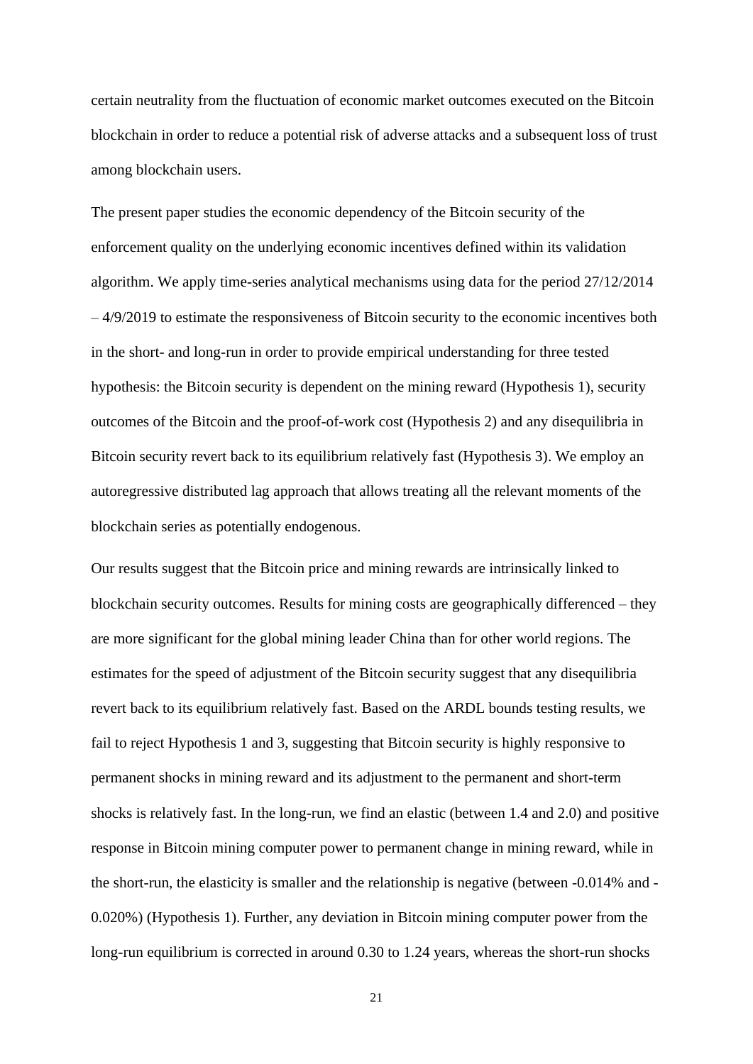certain neutrality from the fluctuation of economic market outcomes executed on the Bitcoin blockchain in order to reduce a potential risk of adverse attacks and a subsequent loss of trust among blockchain users.

The present paper studies the economic dependency of the Bitcoin security of the enforcement quality on the underlying economic incentives defined within its validation algorithm. We apply time-series analytical mechanisms using data for the period 27/12/2014 – 4/9/2019 to estimate the responsiveness of Bitcoin security to the economic incentives both in the short- and long-run in order to provide empirical understanding for three tested hypothesis: the Bitcoin security is dependent on the mining reward (Hypothesis 1), security outcomes of the Bitcoin and the proof-of-work cost (Hypothesis 2) and any disequilibria in Bitcoin security revert back to its equilibrium relatively fast (Hypothesis 3). We employ an autoregressive distributed lag approach that allows treating all the relevant moments of the blockchain series as potentially endogenous.

Our results suggest that the Bitcoin price and mining rewards are intrinsically linked to blockchain security outcomes. Results for mining costs are geographically differenced – they are more significant for the global mining leader China than for other world regions. The estimates for the speed of adjustment of the Bitcoin security suggest that any disequilibria revert back to its equilibrium relatively fast. Based on the ARDL bounds testing results, we fail to reject Hypothesis 1 and 3, suggesting that Bitcoin security is highly responsive to permanent shocks in mining reward and its adjustment to the permanent and short-term shocks is relatively fast. In the long-run, we find an elastic (between 1.4 and 2.0) and positive response in Bitcoin mining computer power to permanent change in mining reward, while in the short-run, the elasticity is smaller and the relationship is negative (between -0.014% and -0.020%) (Hypothesis 1). Further, any deviation in Bitcoin mining computer power from the long-run equilibrium is corrected in around 0.30 to 1.24 years, whereas the short-run shocks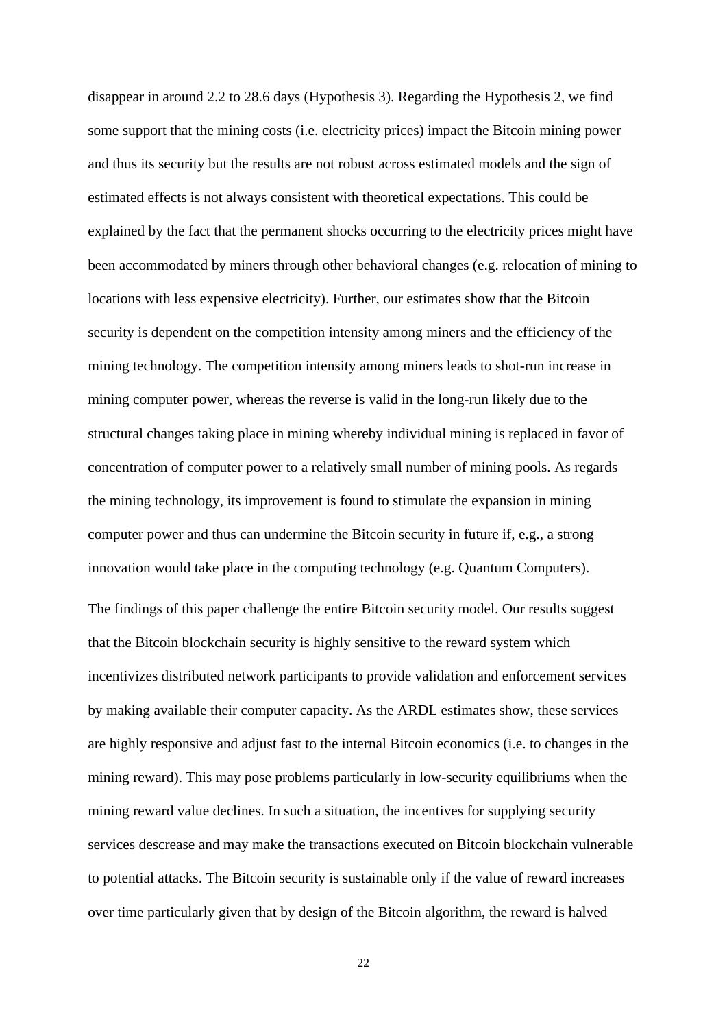disappear in around 2.2 to 28.6 days (Hypothesis 3). Regarding the Hypothesis 2, we find some support that the mining costs (i.e. electricity prices) impact the Bitcoin mining power and thus its security but the results are not robust across estimated models and the sign of estimated effects is not always consistent with theoretical expectations. This could be explained by the fact that the permanent shocks occurring to the electricity prices might have been accommodated by miners through other behavioral changes (e.g. relocation of mining to locations with less expensive electricity). Further, our estimates show that the Bitcoin security is dependent on the competition intensity among miners and the efficiency of the mining technology. The competition intensity among miners leads to shot-run increase in mining computer power, whereas the reverse is valid in the long-run likely due to the structural changes taking place in mining whereby individual mining is replaced in favor of concentration of computer power to a relatively small number of mining pools. As regards the mining technology, its improvement is found to stimulate the expansion in mining computer power and thus can undermine the Bitcoin security in future if, e.g., a strong innovation would take place in the computing technology (e.g. Quantum Computers).

The findings of this paper challenge the entire Bitcoin security model. Our results suggest that the Bitcoin blockchain security is highly sensitive to the reward system which incentivizes distributed network participants to provide validation and enforcement services by making available their computer capacity. As the ARDL estimates show, these services are highly responsive and adjust fast to the internal Bitcoin economics (i.e. to changes in the mining reward). This may pose problems particularly in low-security equilibriums when the mining reward value declines. In such a situation, the incentives for supplying security services descrease and may make the transactions executed on Bitcoin blockchain vulnerable to potential attacks. The Bitcoin security is sustainable only if the value of reward increases over time particularly given that by design of the Bitcoin algorithm, the reward is halved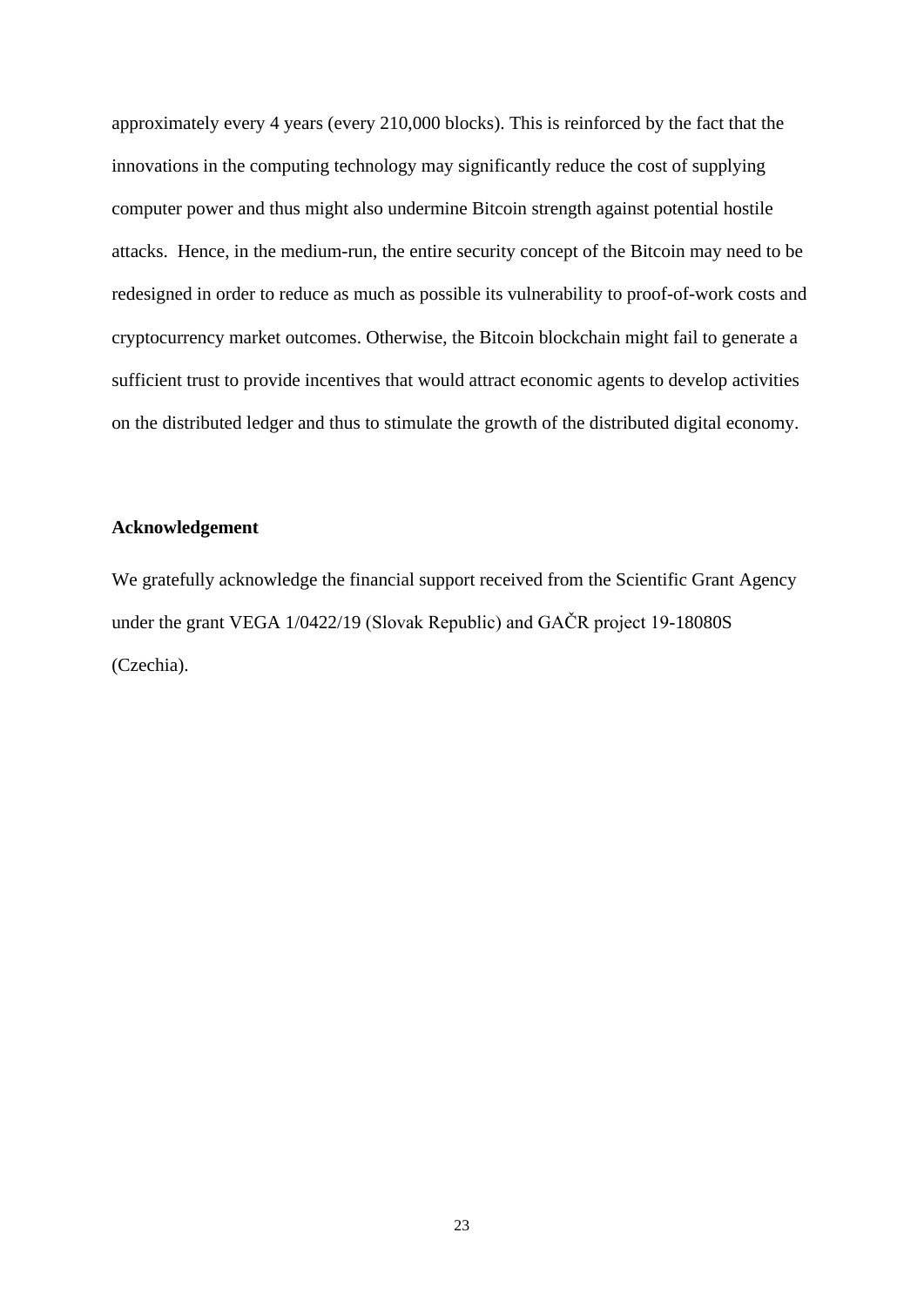approximately every 4 years (every 210,000 blocks). This is reinforced by the fact that the innovations in the computing technology may significantly reduce the cost of supplying computer power and thus might also undermine Bitcoin strength against potential hostile attacks. Hence, in the medium-run, the entire security concept of the Bitcoin may need to be redesigned in order to reduce as much as possible its vulnerability to proof-of-work costs and cryptocurrency market outcomes. Otherwise, the Bitcoin blockchain might fail to generate a sufficient trust to provide incentives that would attract economic agents to develop activities on the distributed ledger and thus to stimulate the growth of the distributed digital economy.

## Acknowledgement

We gratefully acknowledge the financial support received from the Scientific Grant Agency under the grant VEGA 1/0422/19 (Slovak Republic) and GAČR project 19-18080S (Czechia).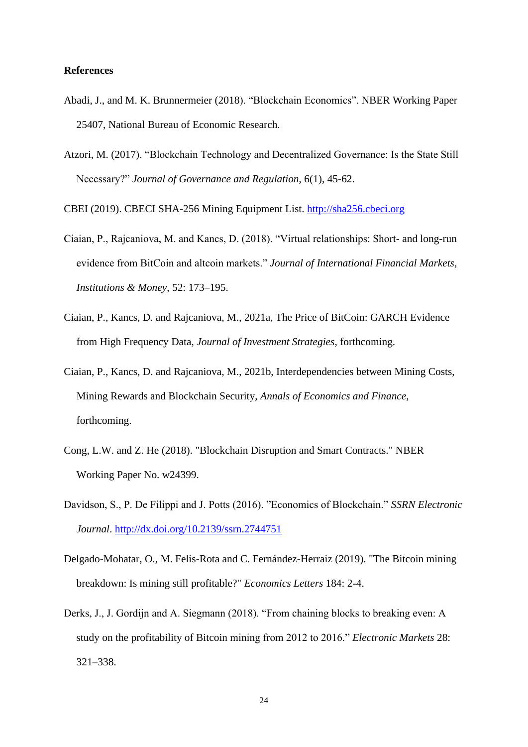**References**

Abadi, J., and M. K. Brunnermeier (2018). “Blockchain Economics”. NBER Working Paper 25407, National Bureau of Economic Research.

Atzori, M. (2017). “Blockchain Technology and Decentralized Governance: Is the State Still Necessary?” *Journal of Governance and Regulation*, 6(1), 45-62.

CBEI (2019). CBECI SHA-256 Mining Equipment List. http://sha256.cbeci.org

Ciaian, P., Rajcaniova, M. and Kancs, D. (2018). “Virtual relationships: Short- and long-run evidence from BitCoin and altcoin markets.” *Journal of International Financial Markets, Institutions & Money*, 52: 173–195.

Ciaian, P., Kancs, D. and Rajcaniova, M., 2021a, The Price of BitCoin: GARCH Evidence from High Frequency Data, *Journal of Investment Strategies*, forthcoming.

Ciaian, P., Kancs, D. and Rajcaniova, M., 2021b, Interdependencies between Mining Costs, Mining Rewards and Blockchain Security, *Annals of Economics and Finance*, forthcoming.

Cong, L.W. and Z. He (2018). "Blockchain Disruption and Smart Contracts." NBER Working Paper No. w24399.

Davidson, S., P. De Filippi and J. Potts (2016). ”Economics of Blockchain.” *SSRN Electronic Journal*. http://dx.doi.org/10.2139/ssrn.2744751

Delgado-Mohatar, O., M. Felis-Rota and C. Fernández-Herraiz (2019). "The Bitcoin mining breakdown: Is mining still profitable?" *Economics Letters* 184: 2-4.

Derks, J., J. Gordijn and A. Siegmann (2018). “From chaining blocks to breaking even: A study on the profitability of Bitcoin mining from 2012 to 2016.” *Electronic Markets* 28: 321–338.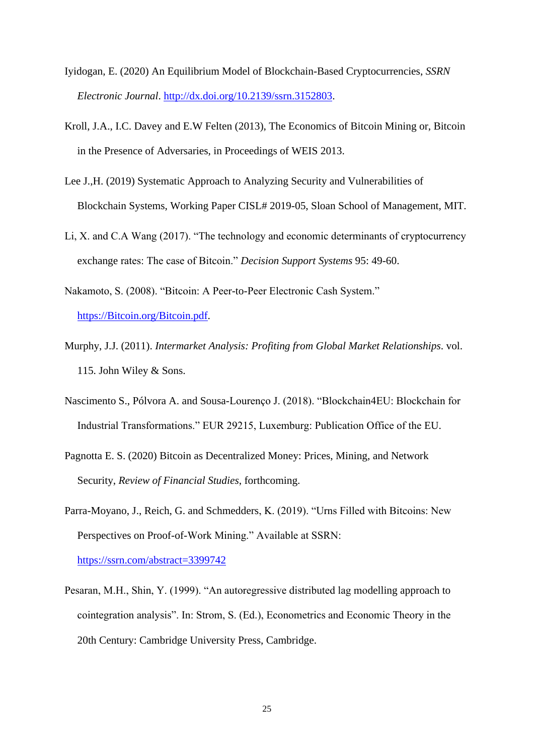Iyidogan, E. (2020) An Equilibrium Model of Blockchain-Based Cryptocurrencies, *SSRN Electronic Journal*. http://dx.doi.org/10.2139/ssrn.3152803.

Kroll, J.A., I.C. Davey and E.W Felten (2013), The Economics of Bitcoin Mining or, Bitcoin in the Presence of Adversaries, in Proceedings of WEIS 2013.

Lee J.,H. (2019) Systematic Approach to Analyzing Security and Vulnerabilities of Blockchain Systems, Working Paper CISL# 2019-05, Sloan School of Management, MIT.

Li, X. and C.A Wang (2017). "The technology and economic determinants of cryptocurrency exchange rates: The case of Bitcoin." *Decision Support Systems* 95: 49-60.

Nakamoto, S. (2008). "Bitcoin: A Peer-to-Peer Electronic Cash System." https://Bitcoin.org/Bitcoin.pdf.

Murphy, J.J. (2011). *Intermarket Analysis: Profiting from Global Market Relationships*. vol. 115. John Wiley & Sons.

Nascimento S., Pólvora A. and Sousa-Lourenço J. (2018). "Blockchain4EU: Blockchain for Industrial Transformations." EUR 29215, Luxemburg: Publication Office of the EU.

Pagnotta E. S. (2020) Bitcoin as Decentralized Money: Prices, Mining, and Network Security, *Review of Financial Studies*, forthcoming.

Parra-Moyano, J., Reich, G. and Schmedders, K. (2019). "Urns Filled with Bitcoins: New Perspectives on Proof-of-Work Mining." Available at SSRN: https://ssrn.com/abstract=3399742

Pesaran, M.H., Shin, Y. (1999). "An autoregressive distributed lag modelling approach to cointegration analysis". In: Strom, S. (Ed.), Econometrics and Economic Theory in the 20th Century: Cambridge University Press, Cambridge.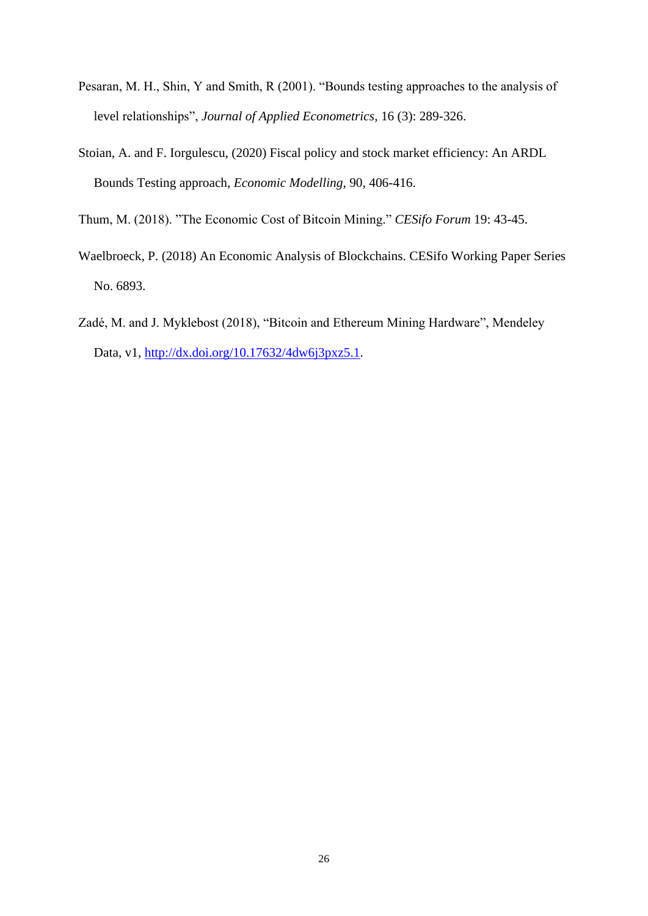Pesaran, M. H., Shin, Y and Smith, R (2001). "Bounds testing approaches to the analysis of level relationships", *Journal of Applied Econometrics*, 16 (3): 289-326.

Stoian, A. and F. Iorgulescu, (2020) Fiscal policy and stock market efficiency: An ARDL Bounds Testing approach, *Economic Modelling*, 90, 406-416.

Thum, M. (2018). "The Economic Cost of Bitcoin Mining." *CESifo Forum* 19: 43-45.

Waelbroeck, P. (2018) An Economic Analysis of Blockchains. CESifo Working Paper Series No. 6893.

Zadé, M. and J. Myklebost (2018), "Bitcoin and Ethereum Mining Hardware", Mendeley Data, v1, http://dx.doi.org/10.17632/4dw6j3pxz5.1.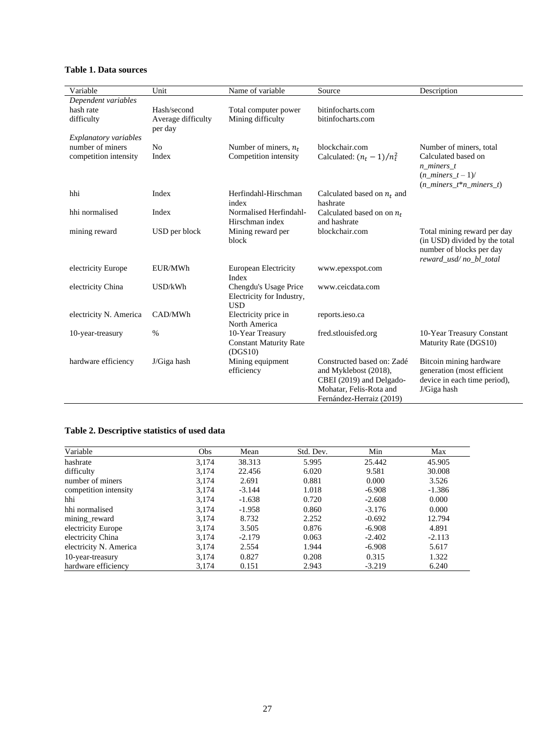**Table 1. Data sources**

| Variable | Unit | Name of variable | Source | Description |
|---|---|---|---|---|
| *Dependent variables* | | | | |
| hash rate | Hash/second | Total computer power | bitinfocharts.com | |
| difficulty | Average difficulty per day | Mining difficulty | bitinfocharts.com | |
| *Explanatory variables* | | | | |
| number of miners | No | Number of miners, $n_t$ | blockchair.com | Number of miners, total |
| competition intensity | Index | Competition intensity | Calculated: $(n_t - 1)/n_t^2$ | Calculated based on *n_miners_t* (*n_miners_t* – 1)/ (*n_miners_t*\**n_miners_t*) |
| hhi | Index | Herfindahl-Hirschman index | Calculated based on $n_t$ and hashrate | |
| hhi normalised | Index | Normalised Herfindahl-Hirschman index | Calculated based on on $n_t$ and hashrate | |
| mining reward | USD per block | Mining reward per block | blockchair.com | Total mining reward per day (in USD) divided by the total number of blocks per day *reward_usd/ no_bl_total* |
| electricity Europe | EUR/MWh | European Electricity Index | www.epexspot.com | |
| electricity China | USD/kWh | Chengdu's Usage Price Electricity for Industry, USD | www.ceicdata.com | |
| electricity N. America | CAD/MWh | Electricity price in North America | reports.ieso.ca | |
| 10-year-treasury | % | 10-Year Treasury Constant Maturity Rate (DGS10) | fred.stlouisfed.org | 10-Year Treasury Constant Maturity Rate (DGS10) |
| hardware efficiency | J/Giga hash | Mining equipment efficiency | Constructed based on: Zadé and Myklebost (2018), CBEI (2019) and Delgado-Mohatar, Felis-Rota and Fernández-Herraiz (2019) | Bitcoin mining hardware generation (most efficient device in each time period), J/Giga hash |

**Table 2. Descriptive statistics of used data**

| Variable | Obs | Mean | Std. Dev. | Min | Max |
|---|---|---|---|---|---|
| hashrate | 3,174 | 38.313 | 5.995 | 25.442 | 45.905 |
| difficulty | 3,174 | 22.456 | 6.020 | 9.581 | 30.008 |
| number of miners | 3,174 | 2.691 | 0.881 | 0.000 | 3.526 |
| competition intensity | 3,174 | -3.144 | 1.018 | -6.908 | -1.386 |
| hhi | 3,174 | -1.638 | 0.720 | -2.608 | 0.000 |
| hhi normalised | 3,174 | -1.958 | 0.860 | -3.176 | 0.000 |
| mining_reward | 3,174 | 8.732 | 2.252 | -0.692 | 12.794 |
| electricity Europe | 3,174 | 3.505 | 0.876 | -6.908 | 4.891 |
| electricity China | 3,174 | -2.179 | 0.063 | -2.402 | -2.113 |
| electricity N. America | 3,174 | 2.554 | 1.944 | -6.908 | 5.617 |
| 10-year-treasury | 3,174 | 0.827 | 0.208 | 0.315 | 1.322 |
| hardware efficiency | 3,174 | 0.151 | 2.943 | -3.219 | 6.240 |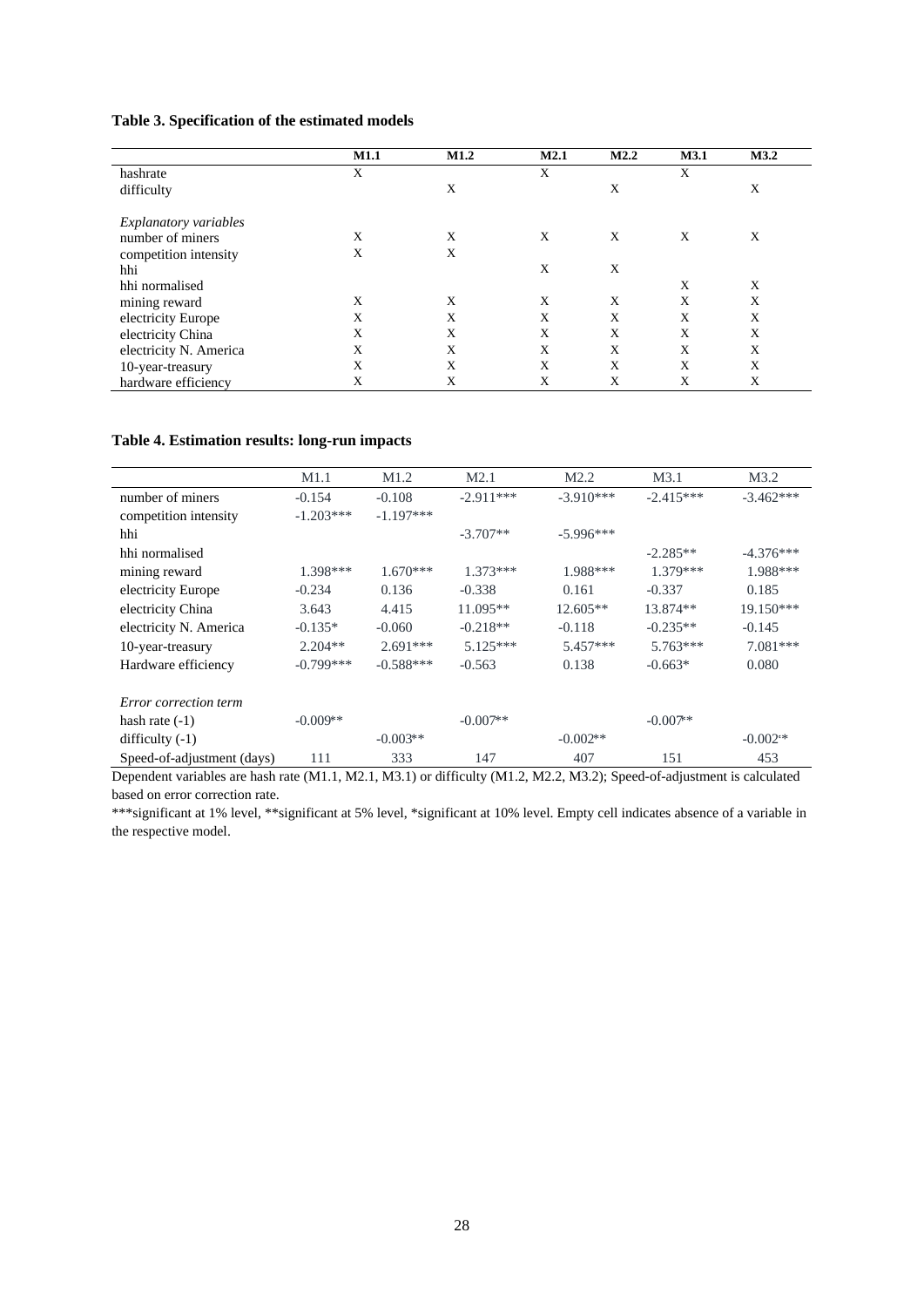**Table 3. Specification of the estimated models**

| | M1.1 | M1.2 | M2.1 | M2.2 | M3.1 | M3.2 |
|---|---|---|---|---|---|---|
| hashrate | X | | X | | X | |
| difficulty | | X | | X | | X |
| *Explanatory variables* | | | | | | |
| number of miners | X | X | X | X | X | X |
| competition intensity | X | X | | | | |
| hhi | | | X | X | | |
| hhi normalised | | | | | X | X |
| mining reward | X | X | X | X | X | X |
| electricity Europe | X | X | X | X | X | X |
| electricity China | X | X | X | X | X | X |
| electricity N. America | X | X | X | X | X | X |
| 10-year-treasury | X | X | X | X | X | X |
| hardware efficiency | X | X | X | X | X | X |

**Table 4. Estimation results: long-run impacts**

| | M1.1 | M1.2 | M2.1 | M2.2 | M3.1 | M3.2 |
|---|---|---|---|---|---|---|
| number of miners | -0.154 | -0.108 | -2.911*** | -3.910*** | -2.415*** | -3.462*** |
| competition intensity | -1.203*** | -1.197*** | | | | |
| hhi | | | -3.707** | -5.996*** | | |
| hhi normalised | | | | | -2.285** | -4.376*** |
| mining reward | 1.398*** | 1.670*** | 1.373*** | 1.988*** | 1.379*** | 1.988*** |
| electricity Europe | -0.234 | 0.136 | -0.338 | 0.161 | -0.337 | 0.185 |
| electricity China | 3.643 | 4.415 | 11.095** | 12.605** | 13.874** | 19.150*** |
| electricity N. America | -0.135* | -0.060 | -0.218** | -0.118 | -0.235** | -0.145 |
| 10-year-treasury | 2.204** | 2.691*** | 5.125*** | 5.457*** | 5.763*** | 7.081*** |
| Hardware efficiency | -0.799*** | -0.588*** | -0.563 | 0.138 | -0.663* | 0.080 |
| *Error correction term* | | | | | | |
| hash rate (-1) | -0.009** | | -0.007** | | -0.007** | |
| difficulty (-1) | | -0.003** | | -0.002** | | -0.002** |
| Speed-of-adjustment (days) | 111 | 333 | 147 | 407 | 151 | 453 |

Dependent variables are hash rate (M1.1, M2.1, M3.1) or difficulty (M1.2, M2.2, M3.2); Speed-of-adjustment is calculated based on error correction rate.

***significant at 1% level, **significant at 5% level, *significant at 10% level. Empty cell indicates absence of a variable in the respective model.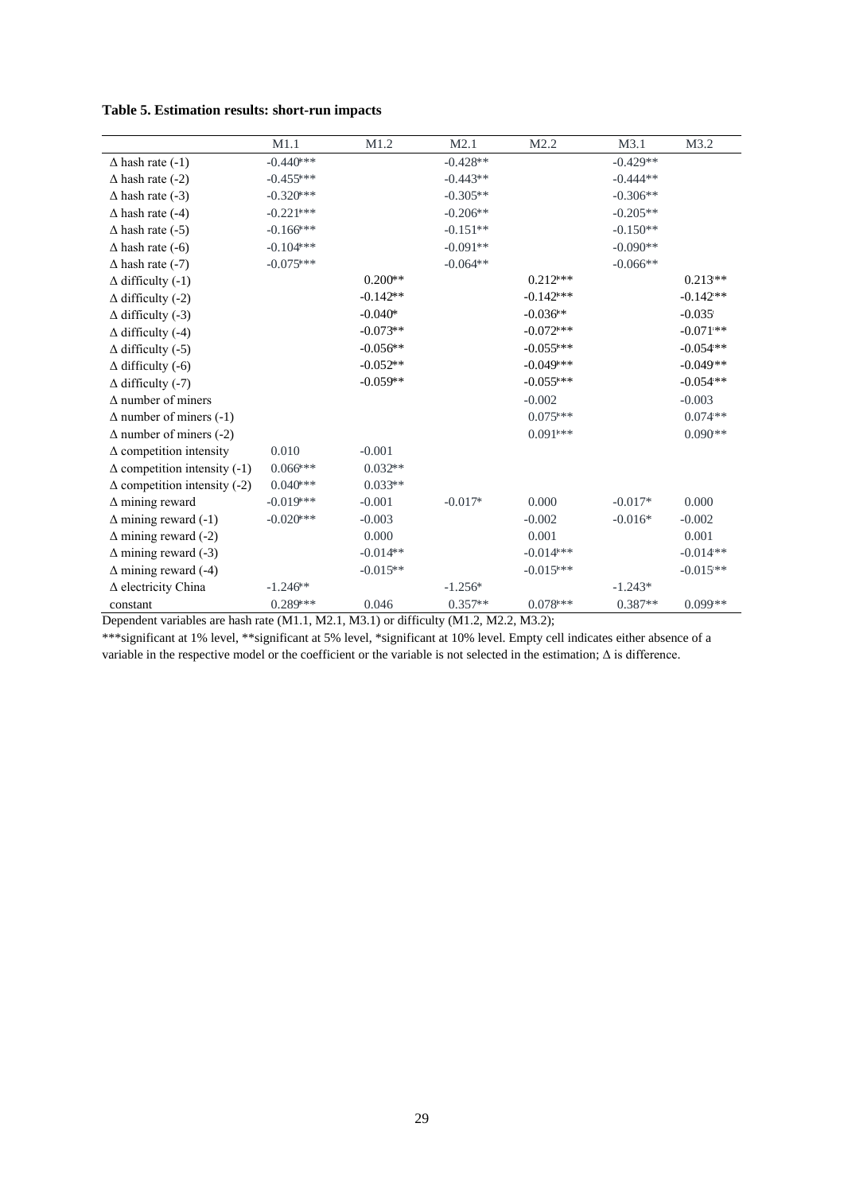**Table 5. Estimation results: short-run impacts**

| | M1.1 | M1.2 | M2.1 | M2.2 | M3.1 | M3.2 |
|---|---|---|---|---|---|---|
| Δ hash rate (-1) | -0.440*** | | -0.428** | | -0.429** | |
| Δ hash rate (-2) | -0.455*** | | -0.443** | | -0.444** | |
| Δ hash rate (-3) | -0.320*** | | -0.305** | | -0.306** | |
| Δ hash rate (-4) | -0.221*** | | -0.206** | | -0.205** | |
| Δ hash rate (-5) | -0.166*** | | -0.151** | | -0.150** | |
| Δ hash rate (-6) | -0.104*** | | -0.091** | | -0.090** | |
| Δ hash rate (-7) | -0.075*** | | -0.064** | | -0.066** | |
| Δ difficulty (-1) | | 0.200** | | 0.212*** | | 0.213** |
| Δ difficulty (-2) | | -0.142** | | -0.142*** | | -0.142** |
| Δ difficulty (-3) | | -0.040* | | -0.036** | | -0.035 |
| Δ difficulty (-4) | | -0.073** | | -0.072*** | | -0.071** |
| Δ difficulty (-5) | | -0.056** | | -0.055*** | | -0.054** |
| Δ difficulty (-6) | | -0.052** | | -0.049*** | | -0.049** |
| Δ difficulty (-7) | | -0.059** | | -0.055*** | | -0.054** |
| Δ number of miners | | | | -0.002 | | -0.003 |
| Δ number of miners (-1) | | | | 0.075*** | | 0.074** |
| Δ number of miners (-2) | | | | 0.091*** | | 0.090** |
| Δ competition intensity | 0.010 | -0.001 | | | | |
| Δ competition intensity (-1) | 0.066*** | 0.032** | | | | |
| Δ competition intensity (-2) | 0.040*** | 0.033** | | | | |
| Δ mining reward | -0.019*** | -0.001 | -0.017* | 0.000 | -0.017* | 0.000 |
| Δ mining reward (-1) | -0.020*** | -0.003 | | -0.002 | -0.016* | -0.002 |
| Δ mining reward (-2) | | 0.000 | | 0.001 | | 0.001 |
| Δ mining reward (-3) | | -0.014** | | -0.014*** | | -0.014** |
| Δ mining reward (-4) | | -0.015** | | -0.015*** | | -0.015** |
| Δ electricity China | -1.246** | | -1.256* | | -1.243* | |
| constant | 0.289*** | 0.046 | 0.357** | 0.078*** | 0.387** | 0.099** |

Dependent variables are hash rate (M1.1, M2.1, M3.1) or difficulty (M1.2, M2.2, M3.2);

***significant at 1% level, **significant at 5% level, *significant at 10% level. Empty cell indicates either absence of a variable in the respective model or the coefficient or the variable is not selected in the estimation; Δ is difference.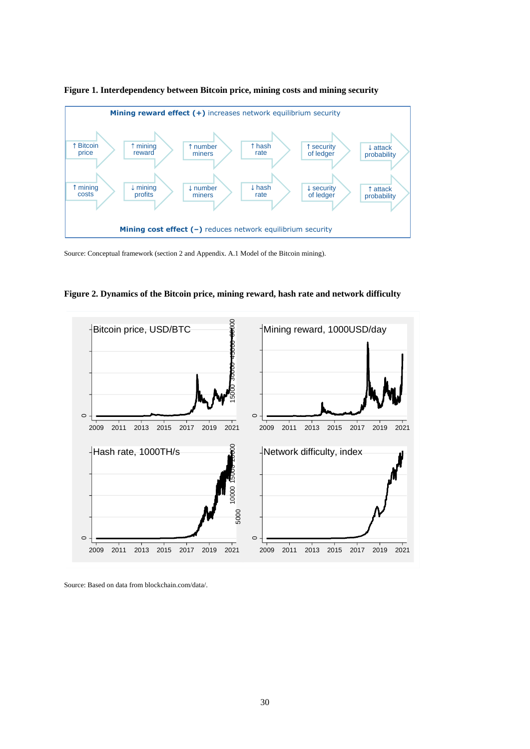**Figure 1. Interdependency between Bitcoin price, mining costs and mining security**

Source: Conceptual framework (section 2 and Appendix. A.1 Model of the Bitcoin mining).

**Figure 2. Dynamics of the Bitcoin price, mining reward, hash rate and network difficulty**

Source: Based on data from blockchain.com/data/.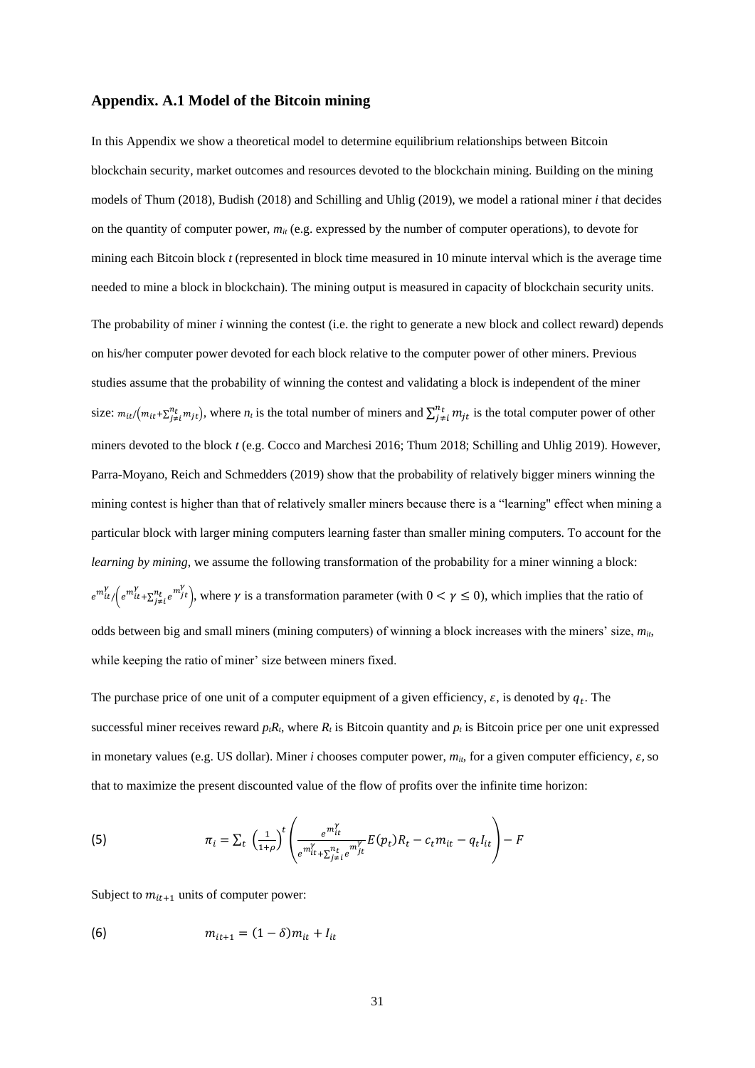### Appendix. A.1 Model of the Bitcoin mining

In this Appendix we show a theoretical model to determine equilibrium relationships between Bitcoin blockchain security, market outcomes and resources devoted to the blockchain mining. Building on the mining models of Thum (2018), Budish (2018) and Schilling and Uhlig (2019), we model a rational miner *i* that decides on the quantity of computer power, $m_{it}$ (e.g. expressed by the number of computer operations), to devote for mining each Bitcoin block *t* (represented in block time measured in 10 minute interval which is the average time needed to mine a block in blockchain). The mining output is measured in capacity of blockchain security units.

The probability of miner *i* winning the contest (i.e. the right to generate a new block and collect reward) depends on his/her computer power devoted for each block relative to the computer power of other miners. Previous studies assume that the probability of winning the contest and validating a block is independent of the miner size: $m_{it}/\left(m_{it}+\sum_{j\neq i}^{n_t} m_{jt}\right)$, where $n_t$ is the total number of miners and $\sum_{j\neq i}^{n_t} m_{jt}$ is the total computer power of other miners devoted to the block *t* (e.g. Cocco and Marchesi 2016; Thum 2018; Schilling and Uhlig 2019). However, Parra-Moyano, Reich and Schmedders (2019) show that the probability of relatively bigger miners winning the mining contest is higher than that of relatively smaller miners because there is a "learning" effect when mining a particular block with larger mining computers learning faster than smaller mining computers. To account for the *learning by mining*, we assume the following transformation of the probability for a miner winning a block: $e^{m_{it}^{\gamma}}/\left(e^{m_{it}^{\gamma}}+\sum_{j\neq i}^{n_t} e^{m_{jt}^{\gamma}}\right)$, where $\gamma$ is a transformation parameter (with $0 < \gamma \leq 0$), which implies that the ratio of odds between big and small miners (mining computers) of winning a block increases with the miners' size, $m_{it}$, while keeping the ratio of miner' size between miners fixed.

The purchase price of one unit of a computer equipment of a given efficiency, $\varepsilon$, is denoted by $q_t$. The successful miner receives reward $p_t R_t$, where $R_t$ is Bitcoin quantity and $p_t$ is Bitcoin price per one unit expressed in monetary values (e.g. US dollar). Miner *i* chooses computer power, $m_{it}$, for a given computer efficiency, $\varepsilon$, so that to maximize the present discounted value of the flow of profits over the infinite time horizon:

$$\text{(5)} \qquad \pi_i = \sum_t \left(\frac{1}{1+\rho}\right)^t \left( \frac{e^{m_{it}^{\gamma}}}{e^{m_{it}^{\gamma}}+\sum_{j\neq i}^{n_t} e^{m_{jt}^{\gamma}}} E(p_t)R_t - c_t m_{it} - q_t I_{it} \right) - F$$

Subject to $m_{it+1}$ units of computer power:

$$\text{(6)} \qquad m_{it+1} = (1-\delta)m_{it} + I_{it}$$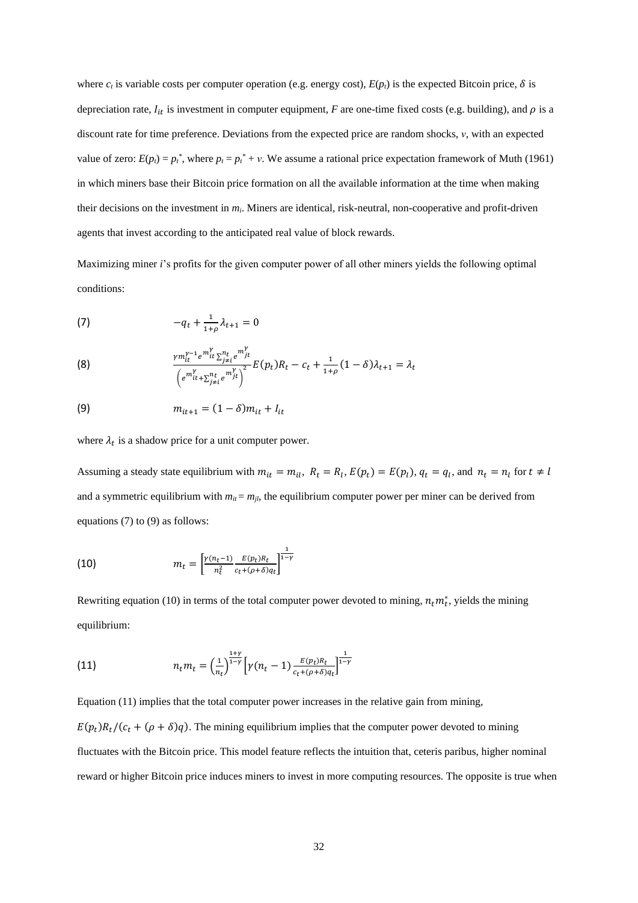where $c_t$ is variable costs per computer operation (e.g. energy cost), $E(p_t)$ is the expected Bitcoin price, $\delta$ is depreciation rate, $I_{it}$ is investment in computer equipment, $F$ are one-time fixed costs (e.g. building), and $\rho$ is a discount rate for time preference. Deviations from the expected price are random shocks, $v$, with an expected value of zero: $E(p_t) = p_t^*$, where $p_t = p_t^* + v$. We assume a rational price expectation framework of Muth (1961) in which miners base their Bitcoin price formation on all the available information at the time when making their decisions on the investment in $m_i$. Miners are identical, risk-neutral, non-cooperative and profit-driven agents that invest according to the anticipated real value of block rewards.

Maximizing miner $i$'s profits for the given computer power of all other miners yields the following optimal conditions:

$$-q_t + \frac{1}{1+\rho}\lambda_{t+1} = 0 \tag{7}$$

$$\frac{\gamma m_{it}^{\gamma-1} e^{m_{it}^{\gamma}} \sum_{j\neq i}^{n_t} e^{m_{jt}^{\gamma}}}{\left(e^{m_{it}^{\gamma}} + \sum_{j\neq i}^{n_t} e^{m_{jt}^{\gamma}}\right)^2} E(p_t)R_t - c_t + \frac{1}{1+\rho}(1-\delta)\lambda_{t+1} = \lambda_t \tag{8}$$

$$m_{it+1} = (1-\delta)m_{it} + I_{it} \tag{9}$$

where $\lambda_t$ is a shadow price for a unit computer power.

Assuming a steady state equilibrium with $m_{it} = m_{il},\ R_t = R_l, E(p_t) = E(p_l), q_t = q_l$, and $n_t = n_l$ for $t \neq l$ and a symmetric equilibrium with $m_{it} = m_{jl}$, the equilibrium computer power per miner can be derived from equations (7) to (9) as follows:

$$m_t = \left[\frac{\gamma(n_t-1)}{n_t^2}\frac{E(p_t)R_t}{c_t+(\rho+\delta)q_t}\right]^{\frac{1}{1-\gamma}} \tag{10}$$

Rewriting equation (10) in terms of the total computer power devoted to mining, $n_t m_t^*$, yields the mining equilibrium:

$$n_t m_t = \left(\frac{1}{n_t}\right)^{\frac{1+\gamma}{1-\gamma}}\left[\gamma(n_t-1)\frac{E(p_t)R_t}{c_t+(\rho+\delta)q_t}\right]^{\frac{1}{1-\gamma}} \tag{11}$$

Equation (11) implies that the total computer power increases in the relative gain from mining, $E(p_t)R_t/(c_t + (\rho+\delta)q)$. The mining equilibrium implies that the computer power devoted to mining fluctuates with the Bitcoin price. This model feature reflects the intuition that, ceteris paribus, higher nominal reward or higher Bitcoin price induces miners to invest in more computing resources. The opposite is true when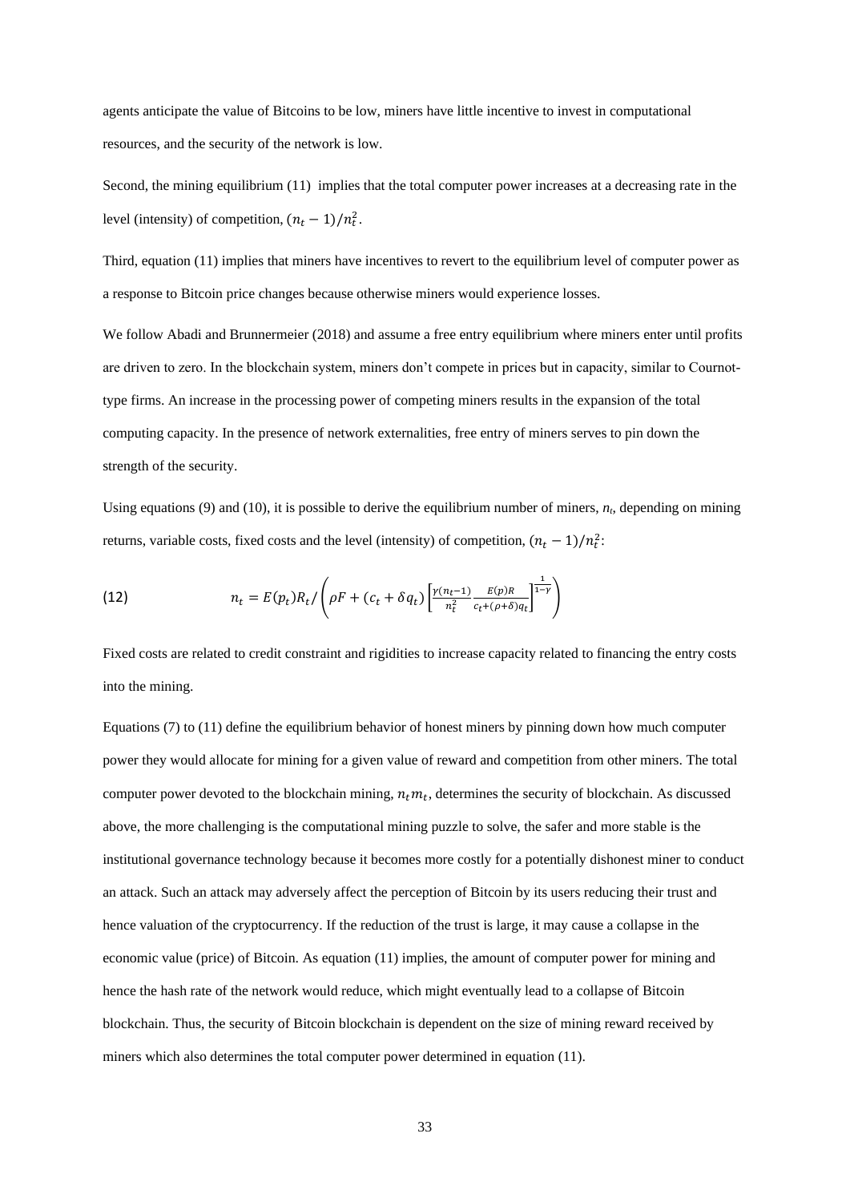agents anticipate the value of Bitcoins to be low, miners have little incentive to invest in computational resources, and the security of the network is low.

Second, the mining equilibrium (11) implies that the total computer power increases at a decreasing rate in the level (intensity) of competition, $(n_t - 1)/n_t^2$.

Third, equation (11) implies that miners have incentives to revert to the equilibrium level of computer power as a response to Bitcoin price changes because otherwise miners would experience losses.

We follow Abadi and Brunnermeier (2018) and assume a free entry equilibrium where miners enter until profits are driven to zero. In the blockchain system, miners don't compete in prices but in capacity, similar to Cournot-type firms. An increase in the processing power of competing miners results in the expansion of the total computing capacity. In the presence of network externalities, free entry of miners serves to pin down the strength of the security.

Using equations (9) and (10), it is possible to derive the equilibrium number of miners, $n_t$, depending on mining returns, variable costs, fixed costs and the level (intensity) of competition, $(n_t - 1)/n_t^2$:

$$(12) \qquad n_t = E(p_t)R_t / \left( \rho F + (c_t + \delta q_t) \left[ \frac{\gamma(n_t - 1)}{n_t^2} \frac{E(p)R}{c_t + (\rho + \delta) q_t} \right]^{\frac{1}{1-\gamma}} \right)$$

Fixed costs are related to credit constraint and rigidities to increase capacity related to financing the entry costs into the mining.

Equations (7) to (11) define the equilibrium behavior of honest miners by pinning down how much computer power they would allocate for mining for a given value of reward and competition from other miners. The total computer power devoted to the blockchain mining, $n_t m_t$, determines the security of blockchain. As discussed above, the more challenging is the computational mining puzzle to solve, the safer and more stable is the institutional governance technology because it becomes more costly for a potentially dishonest miner to conduct an attack. Such an attack may adversely affect the perception of Bitcoin by its users reducing their trust and hence valuation of the cryptocurrency. If the reduction of the trust is large, it may cause a collapse in the economic value (price) of Bitcoin. As equation (11) implies, the amount of computer power for mining and hence the hash rate of the network would reduce, which might eventually lead to a collapse of Bitcoin blockchain. Thus, the security of Bitcoin blockchain is dependent on the size of mining reward received by miners which also determines the total computer power determined in equation (11).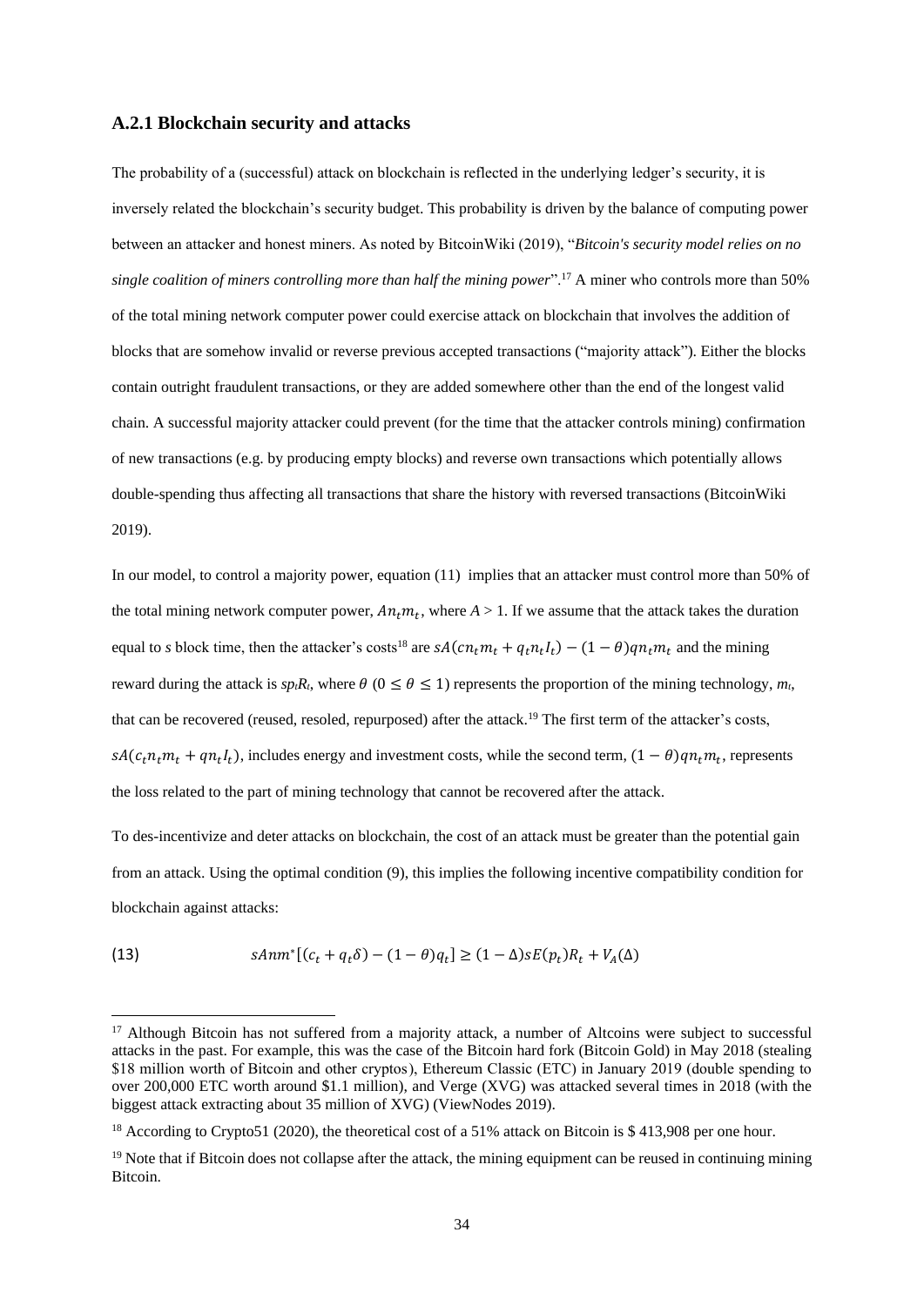### A.2.1 Blockchain security and attacks

The probability of a (successful) attack on blockchain is reflected in the underlying ledger's security, it is inversely related the blockchain's security budget. This probability is driven by the balance of computing power between an attacker and honest miners. As noted by BitcoinWiki (2019), "*Bitcoin's security model relies on no single coalition of miners controlling more than half the mining power*".[17] A miner who controls more than 50% of the total mining network computer power could exercise attack on blockchain that involves the addition of blocks that are somehow invalid or reverse previous accepted transactions ("majority attack"). Either the blocks contain outright fraudulent transactions, or they are added somewhere other than the end of the longest valid chain. A successful majority attacker could prevent (for the time that the attacker controls mining) confirmation of new transactions (e.g. by producing empty blocks) and reverse own transactions which potentially allows double-spending thus affecting all transactions that share the history with reversed transactions (BitcoinWiki 2019).

In our model, to control a majority power, equation (11) implies that an attacker must control more than 50% of the total mining network computer power, $An_tm_t$, where $A > 1$. If we assume that the attack takes the duration equal to $s$ block time, then the attacker's costs[18] are $sA(cn_tm_t + q_tn_tI_t) - (1-\theta)qn_tm_t$ and the mining reward during the attack is $sp_tR_t$, where $\theta$ $(0 \leq \theta \leq 1)$ represents the proportion of the mining technology, $m_t$, that can be recovered (reused, resoled, repurposed) after the attack.[19] The first term of the attacker's costs, $sA(c_tn_tm_t + qn_tI_t)$, includes energy and investment costs, while the second term, $(1-\theta)qn_tm_t$, represents the loss related to the part of mining technology that cannot be recovered after the attack.

To des-incentivize and deter attacks on blockchain, the cost of an attack must be greater than the potential gain from an attack. Using the optimal condition (9), this implies the following incentive compatibility condition for blockchain against attacks:

$$sAnm^*[(c_t + q_t\delta) - (1-\theta)q_t] \geq (1-\Delta)sE(p_t)R_t + V_A(\Delta) \tag{13}$$

---

[17] Although Bitcoin has not suffered from a majority attack, a number of Altcoins were subject to successful attacks in the past. For example, this was the case of the Bitcoin hard fork (Bitcoin Gold) in May 2018 (stealing \$18 million worth of Bitcoin and other cryptos), Ethereum Classic (ETC) in January 2019 (double spending to over 200,000 ETC worth around \$1.1 million), and Verge (XVG) was attacked several times in 2018 (with the biggest attack extracting about 35 million of XVG) (ViewNodes 2019).

[18] According to Crypto51 (2020), the theoretical cost of a 51% attack on Bitcoin is \$ 413,908 per one hour.

[19] Note that if Bitcoin does not collapse after the attack, the mining equipment can be reused in continuing mining Bitcoin.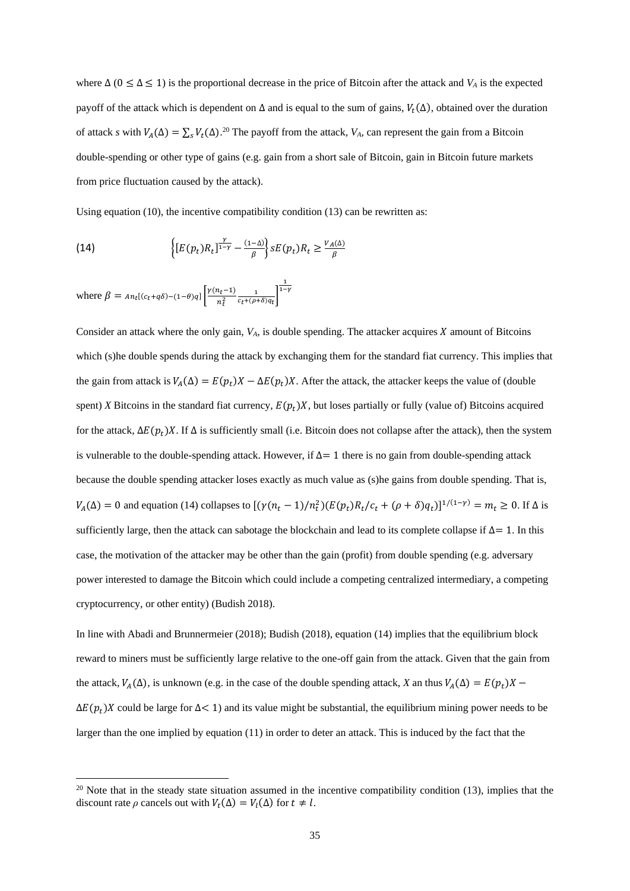where $\Delta$ ($0 \leq \Delta \leq 1$) is the proportional decrease in the price of Bitcoin after the attack and $V_A$ is the expected payoff of the attack which is dependent on $\Delta$ and is equal to the sum of gains, $V_t(\Delta)$, obtained over the duration of attack $s$ with $V_A(\Delta) = \sum_s V_t(\Delta)$.[20] The payoff from the attack, $V_A$, can represent the gain from a Bitcoin double-spending or other type of gains (e.g. gain from a short sale of Bitcoin, gain in Bitcoin future markets from price fluctuation caused by the attack).

Using equation (10), the incentive compatibility condition (13) can be rewritten as:

$$\text{(14)} \qquad \left\{ [E(p_t)R_t]^{\frac{\gamma}{1-\gamma}} - \frac{(1-\Delta)}{\beta} \right\} sE(p_t)R_t \geq \frac{V_A(\Delta)}{\beta}$$

where $\beta = An_t[(c_t+q\delta)-(1-\theta)q]\left[\frac{\gamma(n_t-1)}{n_t^2}\frac{1}{c_t+(\rho+\delta)q_t}\right]^{\frac{1}{1-\gamma}}$

Consider an attack where the only gain, $V_A$, is double spending. The attacker acquires $X$ amount of Bitcoins which (s)he double spends during the attack by exchanging them for the standard fiat currency. This implies that the gain from attack is $V_A(\Delta) = E(p_t)X - \Delta E(p_t)X$. After the attack, the attacker keeps the value of (double spent) $X$ Bitcoins in the standard fiat currency, $E(p_t)X$, but loses partially or fully (value of) Bitcoins acquired for the attack, $\Delta E(p_t)X$. If $\Delta$ is sufficiently small (i.e. Bitcoin does not collapse after the attack), then the system is vulnerable to the double-spending attack. However, if $\Delta = 1$ there is no gain from double-spending attack because the double spending attacker loses exactly as much value as (s)he gains from double spending. That is, $V_A(\Delta) = 0$ and equation (14) collapses to $[(\gamma(n_t-1)/n_t^2)(E(p_t)R_t/c_t + (\rho+\delta)q_t)]^{1/(1-\gamma)} = m_t \geq 0$. If $\Delta$ is sufficiently large, then the attack can sabotage the blockchain and lead to its complete collapse if $\Delta = 1$. In this case, the motivation of the attacker may be other than the gain (profit) from double spending (e.g. adversary power interested to damage the Bitcoin which could include a competing centralized intermediary, a competing cryptocurrency, or other entity) (Budish 2018).

In line with Abadi and Brunnermeier (2018); Budish (2018), equation (14) implies that the equilibrium block reward to miners must be sufficiently large relative to the one-off gain from the attack. Given that the gain from the attack, $V_A(\Delta)$, is unknown (e.g. in the case of the double spending attack, $X$ an thus $V_A(\Delta) = E(p_t)X - \Delta E(p_t)X$ could be large for $\Delta < 1$) and its value might be substantial, the equilibrium mining power needs to be larger than the one implied by equation (11) in order to deter an attack. This is induced by the fact that the

[20] Note that in the steady state situation assumed in the incentive compatibility condition (13), implies that the discount rate $\rho$ cancels out with $V_t(\Delta) = V_l(\Delta)$ for $t \neq l$.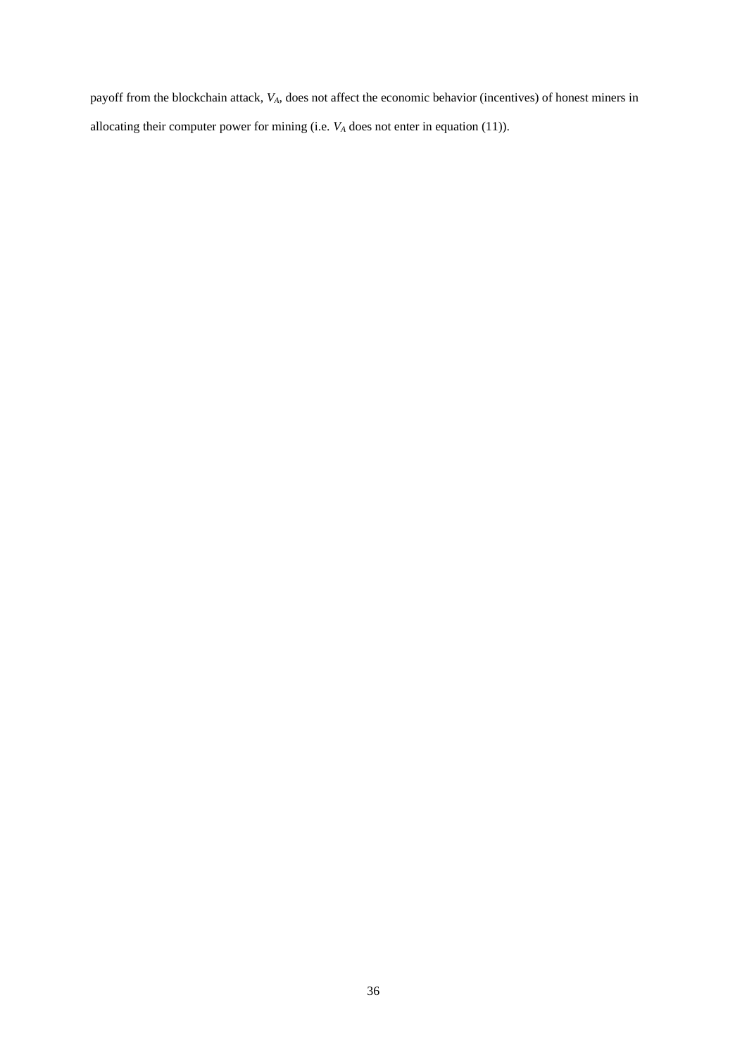payoff from the blockchain attack, $V_A$, does not affect the economic behavior (incentives) of honest miners in allocating their computer power for mining (i.e. $V_A$ does not enter in equation (11)).